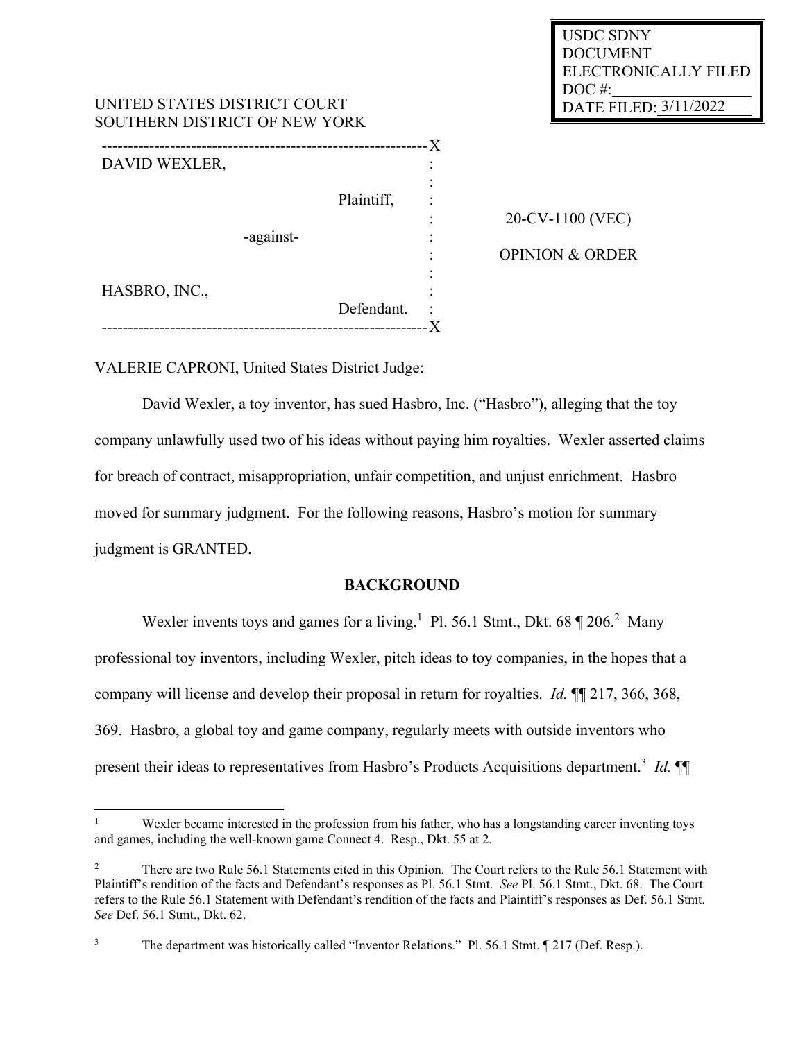USDC SDNY
DOCUMENT
ELECTRONICALLY FILED
DOC #:
DATE FILED: 3/11/2022

UNITED STATES DISTRICT COURT
SOUTHERN DISTRICT OF NEW YORK

---

DAVID WEXLER,

Plaintiff,

-against-

HASBRO, INC.,

Defendant.

---

20-CV-1100 (VEC)

OPINION & ORDER

VALERIE CAPRONI, United States District Judge:

David Wexler, a toy inventor, has sued Hasbro, Inc. ("Hasbro"), alleging that the toy company unlawfully used two of his ideas without paying him royalties. Wexler asserted claims for breach of contract, misappropriation, unfair competition, and unjust enrichment. Hasbro moved for summary judgment. For the following reasons, Hasbro's motion for summary judgment is GRANTED.

## BACKGROUND

Wexler invents toys and games for a living.[1] Pl. 56.1 Stmt., Dkt. 68 ¶ 206.[2] Many professional toy inventors, including Wexler, pitch ideas to toy companies, in the hopes that a company will license and develop their proposal in return for royalties. *Id.* ¶¶ 217, 366, 368, 369. Hasbro, a global toy and game company, regularly meets with outside inventors who present their ideas to representatives from Hasbro's Products Acquisitions department.[3] *Id.* ¶¶

---

[1] Wexler became interested in the profession from his father, who has a longstanding career inventing toys and games, including the well-known game Connect 4. Resp., Dkt. 55 at 2.

[2] There are two Rule 56.1 Statements cited in this Opinion. The Court refers to the Rule 56.1 Statement with Plaintiff's rendition of the facts and Defendant's responses as Pl. 56.1 Stmt. *See* Pl. 56.1 Stmt., Dkt. 68. The Court refers to the Rule 56.1 Statement with Defendant's rendition of the facts and Plaintiff's responses as Def. 56.1 Stmt. *See* Def. 56.1 Stmt., Dkt. 62.

[3] The department was historically called "Inventor Relations." Pl. 56.1 Stmt. ¶ 217 (Def. Resp.).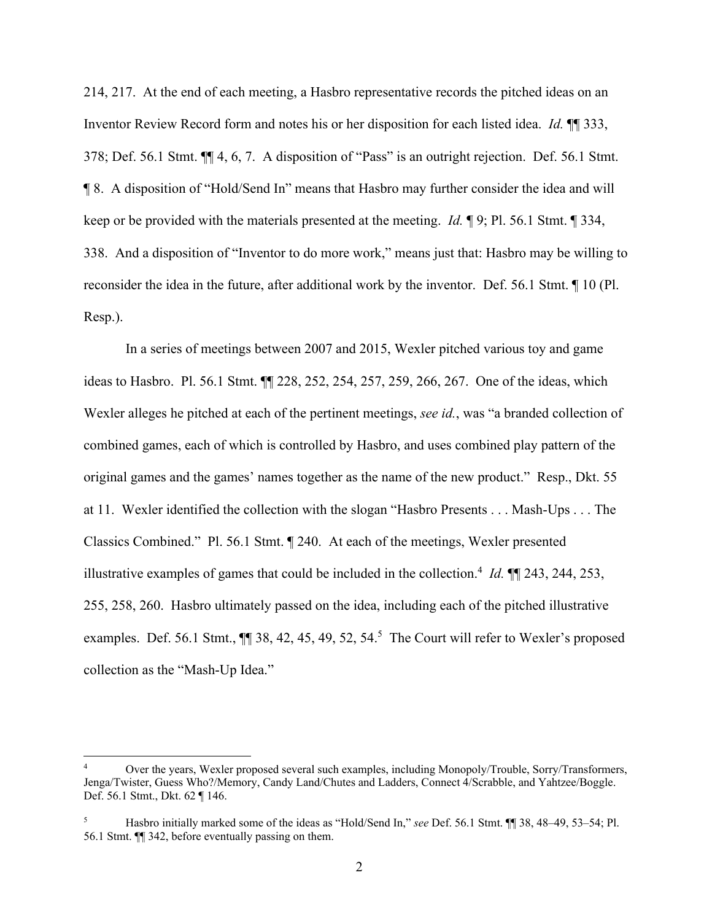214, 217. At the end of each meeting, a Hasbro representative records the pitched ideas on an Inventor Review Record form and notes his or her disposition for each listed idea. *Id.* ¶¶ 333, 378; Def. 56.1 Stmt. ¶¶ 4, 6, 7. A disposition of "Pass" is an outright rejection. Def. 56.1 Stmt. ¶ 8. A disposition of "Hold/Send In" means that Hasbro may further consider the idea and will keep or be provided with the materials presented at the meeting. *Id.* ¶ 9; Pl. 56.1 Stmt. ¶ 334, 338. And a disposition of "Inventor to do more work," means just that: Hasbro may be willing to reconsider the idea in the future, after additional work by the inventor. Def. 56.1 Stmt. ¶ 10 (Pl. Resp.).

In a series of meetings between 2007 and 2015, Wexler pitched various toy and game ideas to Hasbro. Pl. 56.1 Stmt. ¶¶ 228, 252, 254, 257, 259, 266, 267. One of the ideas, which Wexler alleges he pitched at each of the pertinent meetings, *see id.*, was "a branded collection of combined games, each of which is controlled by Hasbro, and uses combined play pattern of the original games and the games' names together as the name of the new product." Resp., Dkt. 55 at 11. Wexler identified the collection with the slogan "Hasbro Presents . . . Mash-Ups . . . The Classics Combined." Pl. 56.1 Stmt. ¶ 240. At each of the meetings, Wexler presented illustrative examples of games that could be included in the collection.[4] *Id.* ¶¶ 243, 244, 253, 255, 258, 260. Hasbro ultimately passed on the idea, including each of the pitched illustrative examples. Def. 56.1 Stmt., ¶¶ 38, 42, 45, 49, 52, 54.[5] The Court will refer to Wexler's proposed collection as the "Mash-Up Idea."

---

[4] Over the years, Wexler proposed several such examples, including Monopoly/Trouble, Sorry/Transformers, Jenga/Twister, Guess Who?/Memory, Candy Land/Chutes and Ladders, Connect 4/Scrabble, and Yahtzee/Boggle. Def. 56.1 Stmt., Dkt. 62 ¶ 146.

[5] Hasbro initially marked some of the ideas as "Hold/Send In," *see* Def. 56.1 Stmt. ¶¶ 38, 48–49, 53–54; Pl. 56.1 Stmt. ¶¶ 342, before eventually passing on them.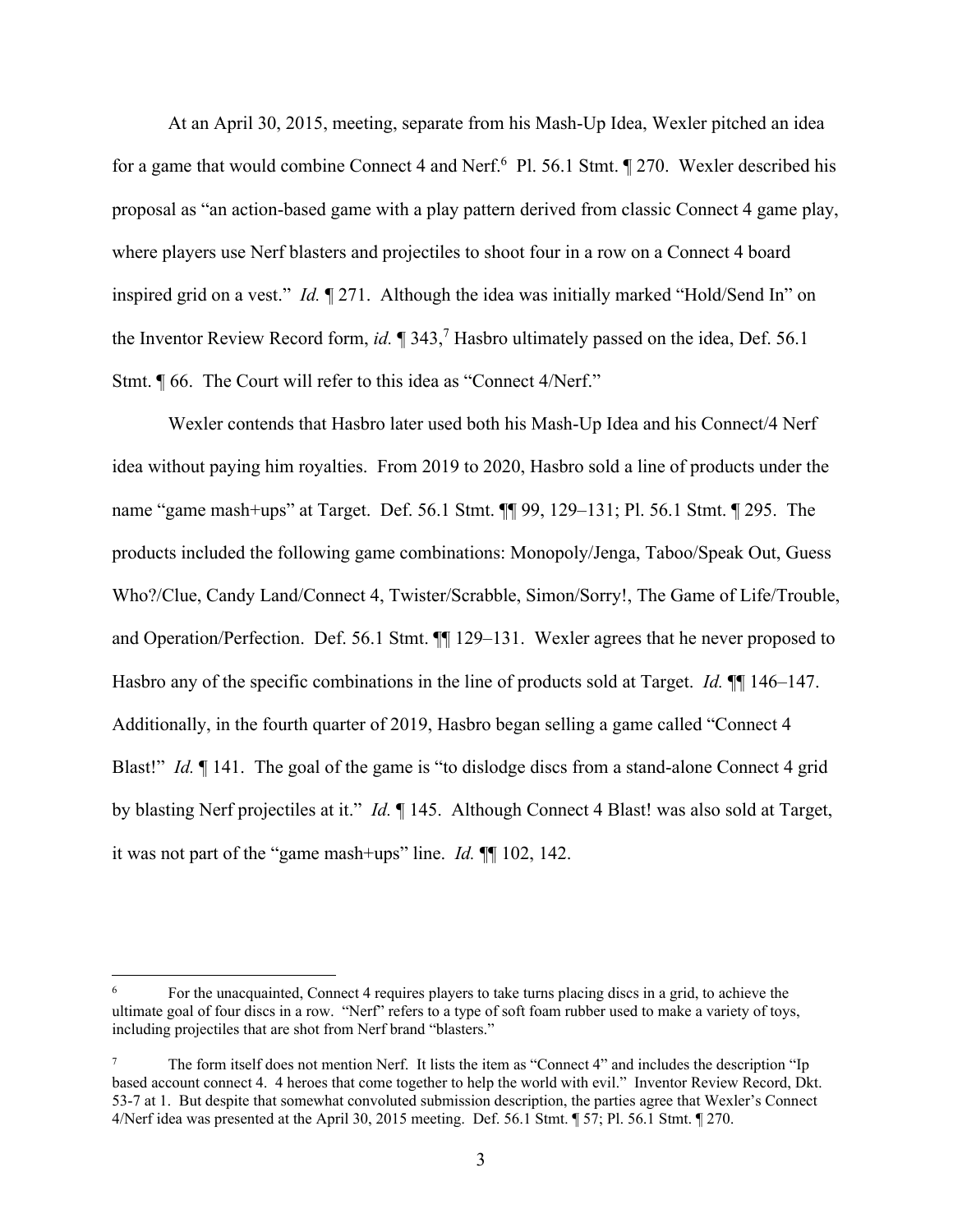At an April 30, 2015, meeting, separate from his Mash-Up Idea, Wexler pitched an idea for a game that would combine Connect 4 and Nerf.[6] Pl. 56.1 Stmt. ¶ 270. Wexler described his proposal as "an action-based game with a play pattern derived from classic Connect 4 game play, where players use Nerf blasters and projectiles to shoot four in a row on a Connect 4 board inspired grid on a vest." *Id.* ¶ 271. Although the idea was initially marked "Hold/Send In" on the Inventor Review Record form, *id.* ¶ 343,[7] Hasbro ultimately passed on the idea, Def. 56.1 Stmt. ¶ 66. The Court will refer to this idea as "Connect 4/Nerf."

Wexler contends that Hasbro later used both his Mash-Up Idea and his Connect/4 Nerf idea without paying him royalties. From 2019 to 2020, Hasbro sold a line of products under the name "game mash+ups" at Target. Def. 56.1 Stmt. ¶¶ 99, 129–131; Pl. 56.1 Stmt. ¶ 295. The products included the following game combinations: Monopoly/Jenga, Taboo/Speak Out, Guess Who?/Clue, Candy Land/Connect 4, Twister/Scrabble, Simon/Sorry!, The Game of Life/Trouble, and Operation/Perfection. Def. 56.1 Stmt. ¶¶ 129–131. Wexler agrees that he never proposed to Hasbro any of the specific combinations in the line of products sold at Target. *Id.* ¶¶ 146–147. Additionally, in the fourth quarter of 2019, Hasbro began selling a game called "Connect 4 Blast!" *Id.* ¶ 141. The goal of the game is "to dislodge discs from a stand-alone Connect 4 grid by blasting Nerf projectiles at it." *Id.* ¶ 145. Although Connect 4 Blast! was also sold at Target, it was not part of the "game mash+ups" line. *Id.* ¶¶ 102, 142.

---

[6] For the unacquainted, Connect 4 requires players to take turns placing discs in a grid, to achieve the ultimate goal of four discs in a row. "Nerf" refers to a type of soft foam rubber used to make a variety of toys, including projectiles that are shot from Nerf brand "blasters."

[7] The form itself does not mention Nerf. It lists the item as "Connect 4" and includes the description "Ip based account connect 4. 4 heroes that come together to help the world with evil." Inventor Review Record, Dkt. 53-7 at 1. But despite that somewhat convoluted submission description, the parties agree that Wexler's Connect 4/Nerf idea was presented at the April 30, 2015 meeting. Def. 56.1 Stmt. ¶ 57; Pl. 56.1 Stmt. ¶ 270.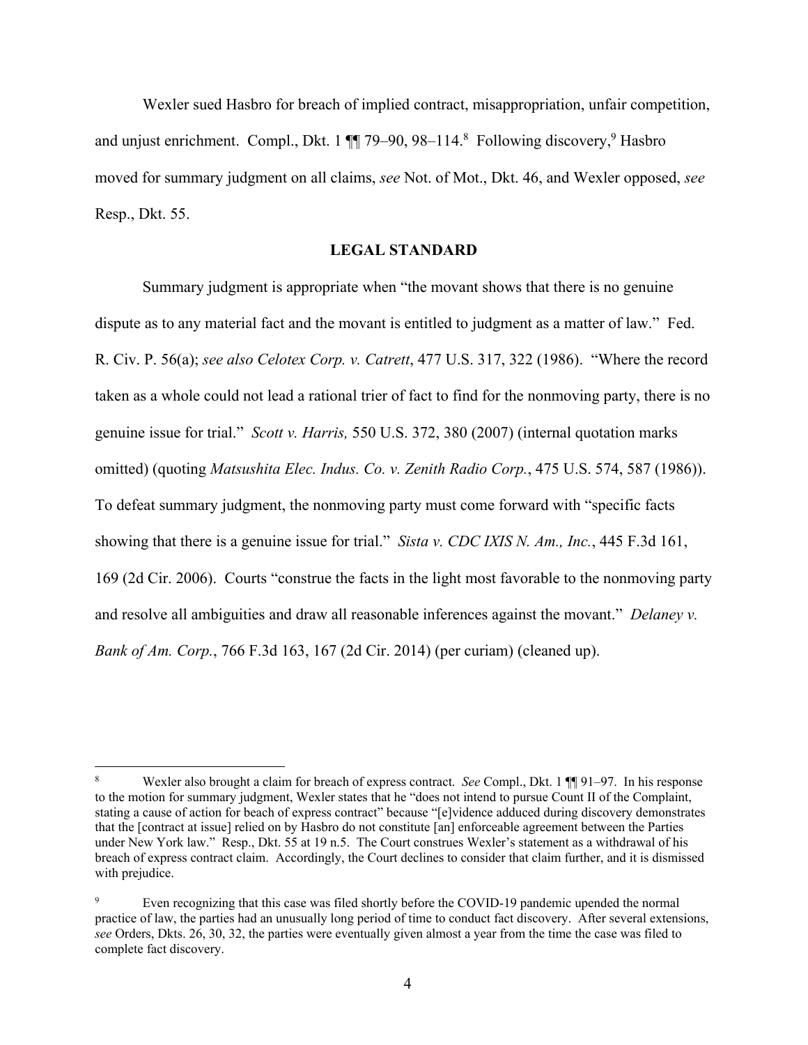Wexler sued Hasbro for breach of implied contract, misappropriation, unfair competition, and unjust enrichment. Compl., Dkt. 1 ¶¶ 79–90, 98–114.[8] Following discovery,[9] Hasbro moved for summary judgment on all claims, *see* Not. of Mot., Dkt. 46, and Wexler opposed, *see* Resp., Dkt. 55.

## LEGAL STANDARD

Summary judgment is appropriate when "the movant shows that there is no genuine dispute as to any material fact and the movant is entitled to judgment as a matter of law." Fed. R. Civ. P. 56(a); *see also Celotex Corp. v. Catrett*, 477 U.S. 317, 322 (1986). "Where the record taken as a whole could not lead a rational trier of fact to find for the nonmoving party, there is no genuine issue for trial." *Scott v. Harris,* 550 U.S. 372, 380 (2007) (internal quotation marks omitted) (quoting *Matsushita Elec. Indus. Co. v. Zenith Radio Corp.*, 475 U.S. 574, 587 (1986)). To defeat summary judgment, the nonmoving party must come forward with "specific facts showing that there is a genuine issue for trial." *Sista v. CDC IXIS N. Am., Inc.*, 445 F.3d 161, 169 (2d Cir. 2006). Courts "construe the facts in the light most favorable to the nonmoving party and resolve all ambiguities and draw all reasonable inferences against the movant." *Delaney v. Bank of Am. Corp.*, 766 F.3d 163, 167 (2d Cir. 2014) (per curiam) (cleaned up).

---

[8] Wexler also brought a claim for breach of express contract. *See* Compl., Dkt. 1 ¶¶ 91–97. In his response to the motion for summary judgment, Wexler states that he "does not intend to pursue Count II of the Complaint, stating a cause of action for beach of express contract" because "[e]vidence adduced during discovery demonstrates that the [contract at issue] relied on by Hasbro do not constitute [an] enforceable agreement between the Parties under New York law." Resp., Dkt. 55 at 19 n.5. The Court construes Wexler's statement as a withdrawal of his breach of express contract claim. Accordingly, the Court declines to consider that claim further, and it is dismissed with prejudice.

[9] Even recognizing that this case was filed shortly before the COVID-19 pandemic upended the normal practice of law, the parties had an unusually long period of time to conduct fact discovery. After several extensions, *see* Orders, Dkts. 26, 30, 32, the parties were eventually given almost a year from the time the case was filed to complete fact discovery.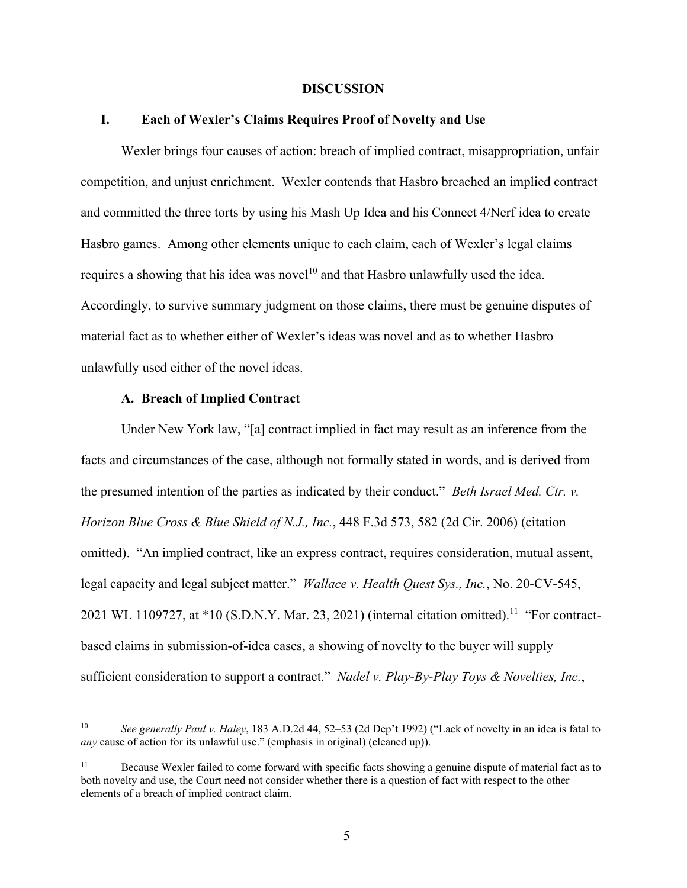## DISCUSSION

### I. Each of Wexler's Claims Requires Proof of Novelty and Use

Wexler brings four causes of action: breach of implied contract, misappropriation, unfair competition, and unjust enrichment. Wexler contends that Hasbro breached an implied contract and committed the three torts by using his Mash Up Idea and his Connect 4/Nerf idea to create Hasbro games. Among other elements unique to each claim, each of Wexler's legal claims requires a showing that his idea was novel[10] and that Hasbro unlawfully used the idea. Accordingly, to survive summary judgment on those claims, there must be genuine disputes of material fact as to whether either of Wexler's ideas was novel and as to whether Hasbro unlawfully used either of the novel ideas.

#### A. Breach of Implied Contract

Under New York law, "[a] contract implied in fact may result as an inference from the facts and circumstances of the case, although not formally stated in words, and is derived from the presumed intention of the parties as indicated by their conduct." *Beth Israel Med. Ctr. v. Horizon Blue Cross & Blue Shield of N.J., Inc.*, 448 F.3d 573, 582 (2d Cir. 2006) (citation omitted). "An implied contract, like an express contract, requires consideration, mutual assent, legal capacity and legal subject matter." *Wallace v. Health Quest Sys., Inc.*, No. 20-CV-545, 2021 WL 1109727, at *10 (S.D.N.Y. Mar. 23, 2021) (internal citation omitted).[11] "For contract-based claims in submission-of-idea cases, a showing of novelty to the buyer will supply sufficient consideration to support a contract." *Nadel v. Play-By-Play Toys & Novelties, Inc.*,

---

[10] *See generally Paul v. Haley*, 183 A.D.2d 44, 52–53 (2d Dep't 1992) ("Lack of novelty in an idea is fatal to *any* cause of action for its unlawful use." (emphasis in original) (cleaned up)).

[11] Because Wexler failed to come forward with specific facts showing a genuine dispute of material fact as to both novelty and use, the Court need not consider whether there is a question of fact with respect to the other elements of a breach of implied contract claim.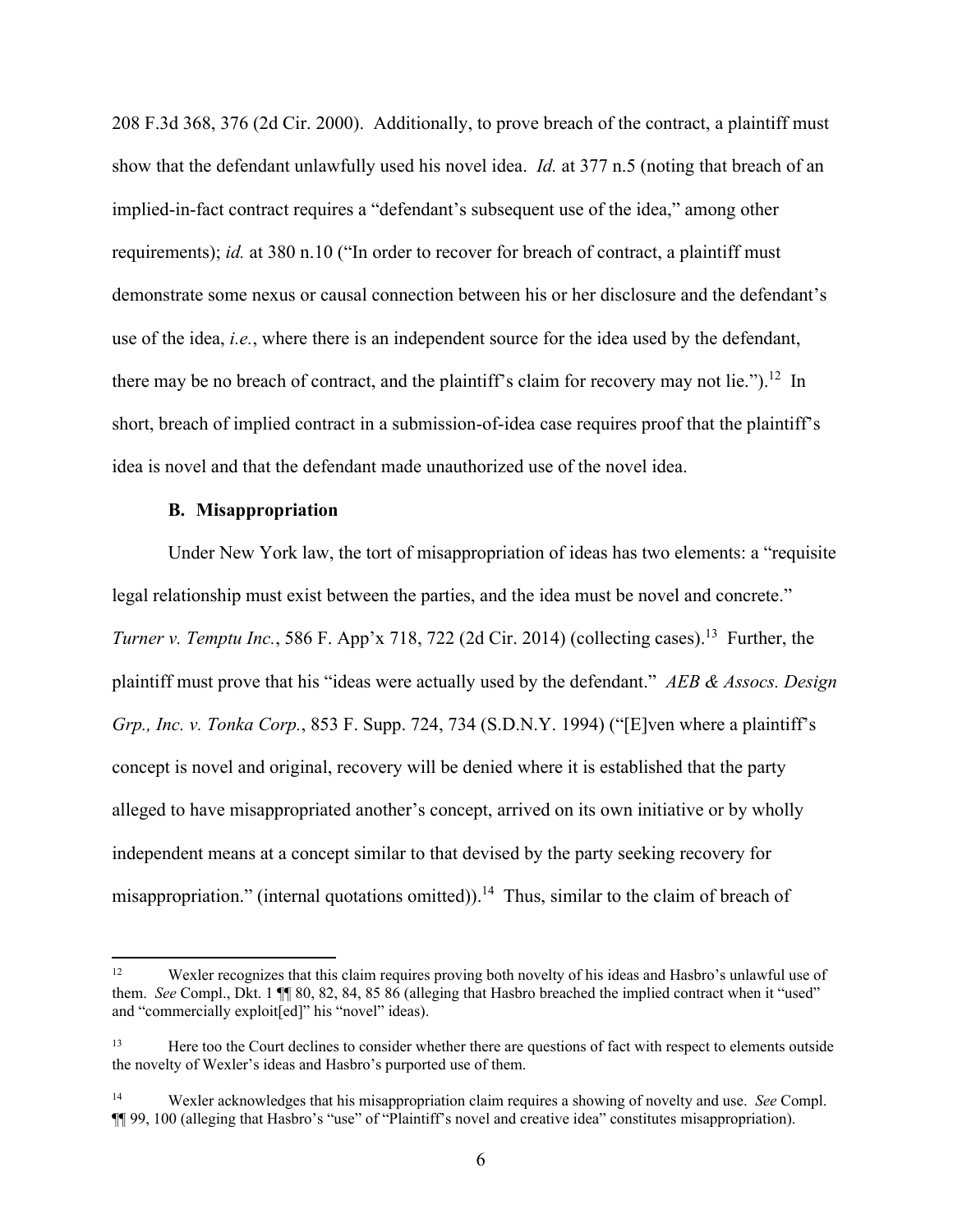208 F.3d 368, 376 (2d Cir. 2000). Additionally, to prove breach of the contract, a plaintiff must show that the defendant unlawfully used his novel idea. *Id.* at 377 n.5 (noting that breach of an implied-in-fact contract requires a "defendant's subsequent use of the idea," among other requirements); *id.* at 380 n.10 ("In order to recover for breach of contract, a plaintiff must demonstrate some nexus or causal connection between his or her disclosure and the defendant's use of the idea, *i.e.*, where there is an independent source for the idea used by the defendant, there may be no breach of contract, and the plaintiff's claim for recovery may not lie.").[12] In short, breach of implied contract in a submission-of-idea case requires proof that the plaintiff's idea is novel and that the defendant made unauthorized use of the novel idea.

### B. Misappropriation

Under New York law, the tort of misappropriation of ideas has two elements: a "requisite legal relationship must exist between the parties, and the idea must be novel and concrete." *Turner v. Temptu Inc.*, 586 F. App'x 718, 722 (2d Cir. 2014) (collecting cases).[13] Further, the plaintiff must prove that his "ideas were actually used by the defendant." *AEB & Assocs. Design Grp., Inc. v. Tonka Corp.*, 853 F. Supp. 724, 734 (S.D.N.Y. 1994) ("[E]ven where a plaintiff's concept is novel and original, recovery will be denied where it is established that the party alleged to have misappropriated another's concept, arrived on its own initiative or by wholly independent means at a concept similar to that devised by the party seeking recovery for misappropriation." (internal quotations omitted)).[14] Thus, similar to the claim of breach of

---

[12] Wexler recognizes that this claim requires proving both novelty of his ideas and Hasbro's unlawful use of them. *See* Compl., Dkt. 1 ¶¶ 80, 82, 84, 85 86 (alleging that Hasbro breached the implied contract when it "used" and "commercially exploit[ed]" his "novel" ideas).

[13] Here too the Court declines to consider whether there are questions of fact with respect to elements outside the novelty of Wexler's ideas and Hasbro's purported use of them.

[14] Wexler acknowledges that his misappropriation claim requires a showing of novelty and use. *See* Compl. ¶¶ 99, 100 (alleging that Hasbro's "use" of "Plaintiff's novel and creative idea" constitutes misappropriation).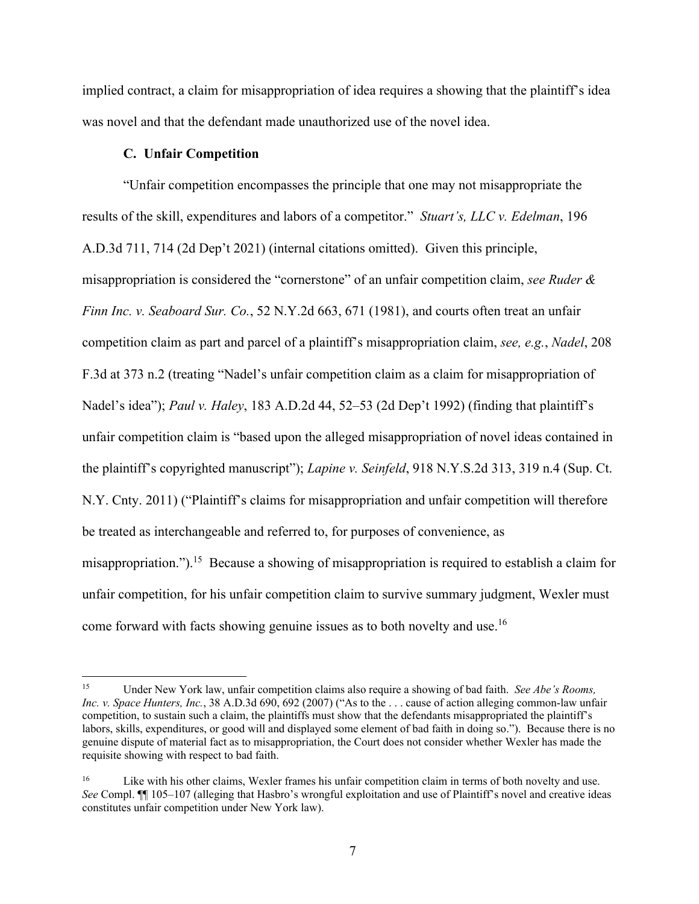implied contract, a claim for misappropriation of idea requires a showing that the plaintiff's idea was novel and that the defendant made unauthorized use of the novel idea.

### C. Unfair Competition

"Unfair competition encompasses the principle that one may not misappropriate the results of the skill, expenditures and labors of a competitor." *Stuart's, LLC v. Edelman*, 196 A.D.3d 711, 714 (2d Dep't 2021) (internal citations omitted). Given this principle, misappropriation is considered the "cornerstone" of an unfair competition claim, *see Ruder & Finn Inc. v. Seaboard Sur. Co.*, 52 N.Y.2d 663, 671 (1981), and courts often treat an unfair competition claim as part and parcel of a plaintiff's misappropriation claim, *see, e.g.*, *Nadel*, 208 F.3d at 373 n.2 (treating "Nadel's unfair competition claim as a claim for misappropriation of Nadel's idea"); *Paul v. Haley*, 183 A.D.2d 44, 52–53 (2d Dep't 1992) (finding that plaintiff's unfair competition claim is "based upon the alleged misappropriation of novel ideas contained in the plaintiff's copyrighted manuscript"); *Lapine v. Seinfeld*, 918 N.Y.S.2d 313, 319 n.4 (Sup. Ct. N.Y. Cnty. 2011) ("Plaintiff's claims for misappropriation and unfair competition will therefore be treated as interchangeable and referred to, for purposes of convenience, as misappropriation.").[15] Because a showing of misappropriation is required to establish a claim for unfair competition, for his unfair competition claim to survive summary judgment, Wexler must come forward with facts showing genuine issues as to both novelty and use.[16]

---

[15] Under New York law, unfair competition claims also require a showing of bad faith. *See Abe's Rooms, Inc. v. Space Hunters, Inc.*, 38 A.D.3d 690, 692 (2007) ("As to the . . . cause of action alleging common-law unfair competition, to sustain such a claim, the plaintiffs must show that the defendants misappropriated the plaintiff's labors, skills, expenditures, or good will and displayed some element of bad faith in doing so."). Because there is no genuine dispute of material fact as to misappropriation, the Court does not consider whether Wexler has made the requisite showing with respect to bad faith.

[16] Like with his other claims, Wexler frames his unfair competition claim in terms of both novelty and use. *See* Compl. ¶¶ 105–107 (alleging that Hasbro's wrongful exploitation and use of Plaintiff's novel and creative ideas constitutes unfair competition under New York law).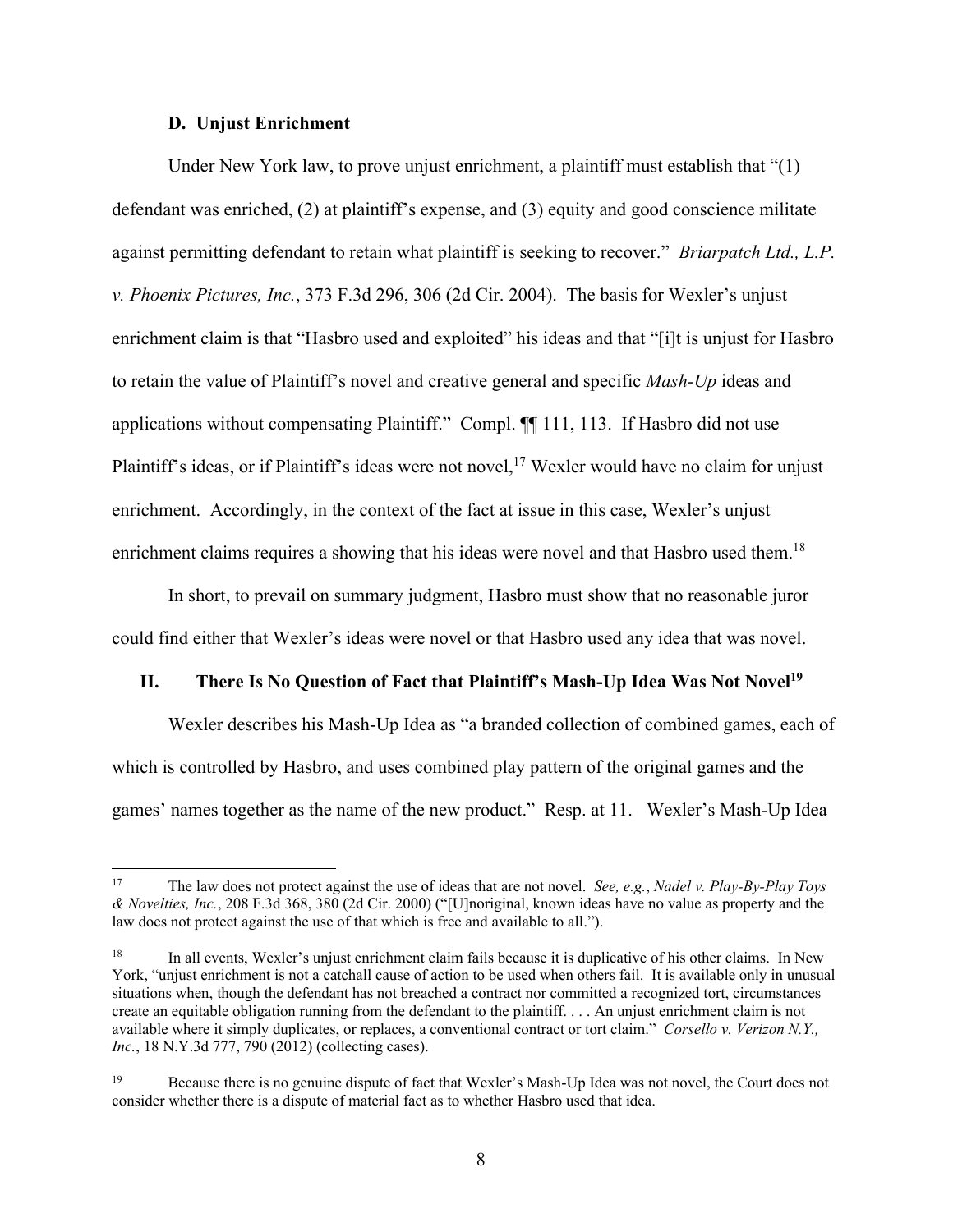### D. Unjust Enrichment

Under New York law, to prove unjust enrichment, a plaintiff must establish that "(1) defendant was enriched, (2) at plaintiff's expense, and (3) equity and good conscience militate against permitting defendant to retain what plaintiff is seeking to recover." *Briarpatch Ltd., L.P. v. Phoenix Pictures, Inc.*, 373 F.3d 296, 306 (2d Cir. 2004). The basis for Wexler's unjust enrichment claim is that "Hasbro used and exploited" his ideas and that "[i]t is unjust for Hasbro to retain the value of Plaintiff's novel and creative general and specific *Mash-Up* ideas and applications without compensating Plaintiff." Compl. ¶¶ 111, 113. If Hasbro did not use Plaintiff's ideas, or if Plaintiff's ideas were not novel,[17] Wexler would have no claim for unjust enrichment. Accordingly, in the context of the fact at issue in this case, Wexler's unjust enrichment claims requires a showing that his ideas were novel and that Hasbro used them.[18]

In short, to prevail on summary judgment, Hasbro must show that no reasonable juror could find either that Wexler's ideas were novel or that Hasbro used any idea that was novel.

## II. There Is No Question of Fact that Plaintiff's Mash-Up Idea Was Not Novel[19]

Wexler describes his Mash-Up Idea as "a branded collection of combined games, each of which is controlled by Hasbro, and uses combined play pattern of the original games and the games' names together as the name of the new product." Resp. at 11. Wexler's Mash-Up Idea

---

[17] The law does not protect against the use of ideas that are not novel. *See, e.g.*, *Nadel v. Play-By-Play Toys & Novelties, Inc.*, 208 F.3d 368, 380 (2d Cir. 2000) ("[U]noriginal, known ideas have no value as property and the law does not protect against the use of that which is free and available to all.").

[18] In all events, Wexler's unjust enrichment claim fails because it is duplicative of his other claims. In New York, "unjust enrichment is not a catchall cause of action to be used when others fail. It is available only in unusual situations when, though the defendant has not breached a contract nor committed a recognized tort, circumstances create an equitable obligation running from the defendant to the plaintiff. . . . An unjust enrichment claim is not available where it simply duplicates, or replaces, a conventional contract or tort claim." *Corsello v. Verizon N.Y., Inc.*, 18 N.Y.3d 777, 790 (2012) (collecting cases).

[19] Because there is no genuine dispute of fact that Wexler's Mash-Up Idea was not novel, the Court does not consider whether there is a dispute of material fact as to whether Hasbro used that idea.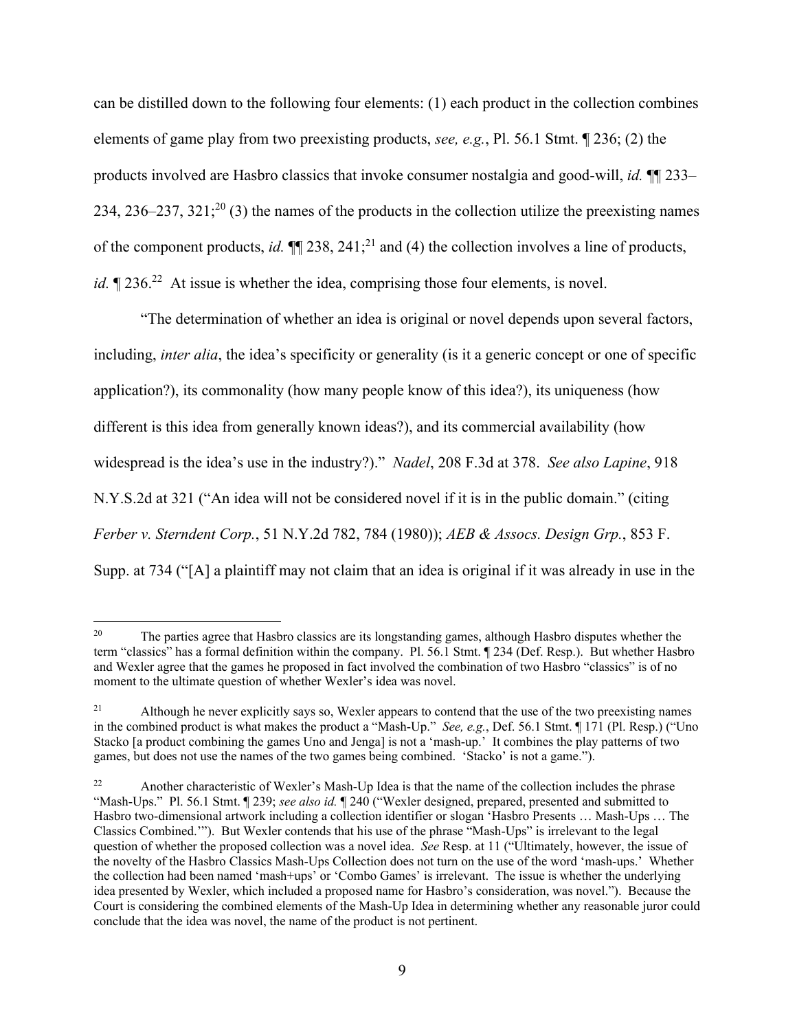can be distilled down to the following four elements: (1) each product in the collection combines elements of game play from two preexisting products, *see, e.g.*, Pl. 56.1 Stmt. ¶ 236; (2) the products involved are Hasbro classics that invoke consumer nostalgia and good-will, *id.* ¶¶ 233–234, 236–237, 321;[20] (3) the names of the products in the collection utilize the preexisting names of the component products, *id.* ¶¶ 238, 241;[21] and (4) the collection involves a line of products, *id.* ¶ 236.[22] At issue is whether the idea, comprising those four elements, is novel.

"The determination of whether an idea is original or novel depends upon several factors, including, *inter alia*, the idea's specificity or generality (is it a generic concept or one of specific application?), its commonality (how many people know of this idea?), its uniqueness (how different is this idea from generally known ideas?), and its commercial availability (how widespread is the idea's use in the industry?)." *Nadel*, 208 F.3d at 378. *See also Lapine*, 918 N.Y.S.2d at 321 ("An idea will not be considered novel if it is in the public domain." (citing *Ferber v. Sterndent Corp.*, 51 N.Y.2d 782, 784 (1980)); *AEB & Assocs. Design Grp.*, 853 F. Supp. at 734 ("[A] a plaintiff may not claim that an idea is original if it was already in use in the

---

[20] The parties agree that Hasbro classics are its longstanding games, although Hasbro disputes whether the term "classics" has a formal definition within the company. Pl. 56.1 Stmt. ¶ 234 (Def. Resp.). But whether Hasbro and Wexler agree that the games he proposed in fact involved the combination of two Hasbro "classics" is of no moment to the ultimate question of whether Wexler's idea was novel.

[21] Although he never explicitly says so, Wexler appears to contend that the use of the two preexisting names in the combined product is what makes the product a "Mash-Up." *See, e.g.*, Def. 56.1 Stmt. ¶ 171 (Pl. Resp.) ("Uno Stacko [a product combining the games Uno and Jenga] is not a 'mash-up.' It combines the play patterns of two games, but does not use the names of the two games being combined. 'Stacko' is not a game.").

[22] Another characteristic of Wexler's Mash-Up Idea is that the name of the collection includes the phrase "Mash-Ups." Pl. 56.1 Stmt. ¶ 239; *see also id.* ¶ 240 ("Wexler designed, prepared, presented and submitted to Hasbro two-dimensional artwork including a collection identifier or slogan 'Hasbro Presents … Mash-Ups … The Classics Combined.'"). But Wexler contends that his use of the phrase "Mash-Ups" is irrelevant to the legal question of whether the proposed collection was a novel idea. *See* Resp. at 11 ("Ultimately, however, the issue of the novelty of the Hasbro Classics Mash-Ups Collection does not turn on the use of the word 'mash-ups.' Whether the collection had been named 'mash+ups' or 'Combo Games' is irrelevant. The issue is whether the underlying idea presented by Wexler, which included a proposed name for Hasbro's consideration, was novel."). Because the Court is considering the combined elements of the Mash-Up Idea in determining whether any reasonable juror could conclude that the idea was novel, the name of the product is not pertinent.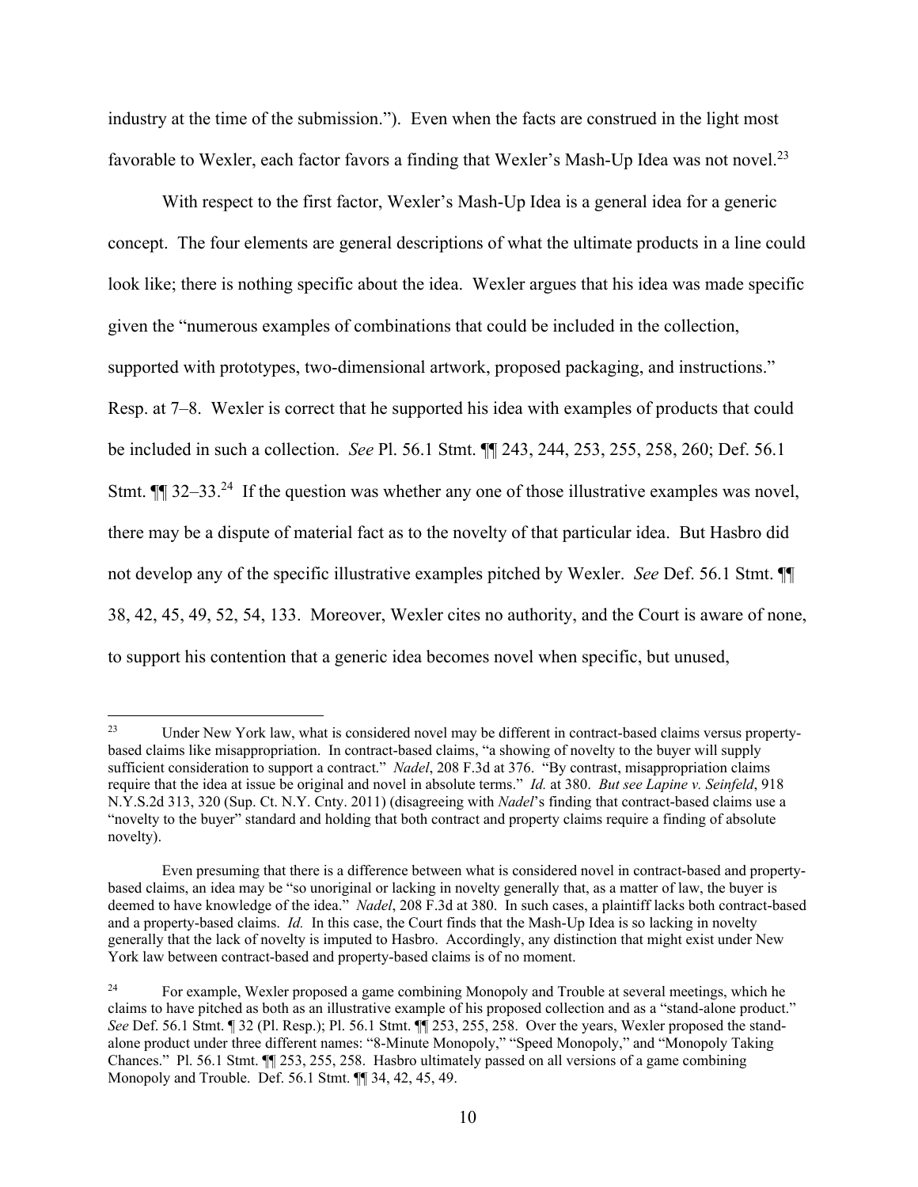industry at the time of the submission."). Even when the facts are construed in the light most favorable to Wexler, each factor favors a finding that Wexler's Mash-Up Idea was not novel.[23]

With respect to the first factor, Wexler's Mash-Up Idea is a general idea for a generic concept. The four elements are general descriptions of what the ultimate products in a line could look like; there is nothing specific about the idea. Wexler argues that his idea was made specific given the "numerous examples of combinations that could be included in the collection, supported with prototypes, two-dimensional artwork, proposed packaging, and instructions." Resp. at 7–8. Wexler is correct that he supported his idea with examples of products that could be included in such a collection. *See* Pl. 56.1 Stmt. ¶¶ 243, 244, 253, 255, 258, 260; Def. 56.1 Stmt. ¶¶ 32–33.[24] If the question was whether any one of those illustrative examples was novel, there may be a dispute of material fact as to the novelty of that particular idea. But Hasbro did not develop any of the specific illustrative examples pitched by Wexler. *See* Def. 56.1 Stmt. ¶¶ 38, 42, 45, 49, 52, 54, 133. Moreover, Wexler cites no authority, and the Court is aware of none, to support his contention that a generic idea becomes novel when specific, but unused,

---

[23] Under New York law, what is considered novel may be different in contract-based claims versus property-based claims like misappropriation. In contract-based claims, "a showing of novelty to the buyer will supply sufficient consideration to support a contract." *Nadel*, 208 F.3d at 376. "By contrast, misappropriation claims require that the idea at issue be original and novel in absolute terms." *Id.* at 380. *But see Lapine v. Seinfeld*, 918 N.Y.S.2d 313, 320 (Sup. Ct. N.Y. Cnty. 2011) (disagreeing with *Nadel*'s finding that contract-based claims use a "novelty to the buyer" standard and holding that both contract and property claims require a finding of absolute novelty).

Even presuming that there is a difference between what is considered novel in contract-based and property-based claims, an idea may be "so unoriginal or lacking in novelty generally that, as a matter of law, the buyer is deemed to have knowledge of the idea." *Nadel*, 208 F.3d at 380. In such cases, a plaintiff lacks both contract-based and a property-based claims. *Id.* In this case, the Court finds that the Mash-Up Idea is so lacking in novelty generally that the lack of novelty is imputed to Hasbro. Accordingly, any distinction that might exist under New York law between contract-based and property-based claims is of no moment.

[24] For example, Wexler proposed a game combining Monopoly and Trouble at several meetings, which he claims to have pitched as both as an illustrative example of his proposed collection and as a "stand-alone product." *See* Def. 56.1 Stmt. ¶ 32 (Pl. Resp.); Pl. 56.1 Stmt. ¶¶ 253, 255, 258. Over the years, Wexler proposed the stand-alone product under three different names: "8-Minute Monopoly," "Speed Monopoly," and "Monopoly Taking Chances." Pl. 56.1 Stmt. ¶¶ 253, 255, 258. Hasbro ultimately passed on all versions of a game combining Monopoly and Trouble. Def. 56.1 Stmt. ¶¶ 34, 42, 45, 49.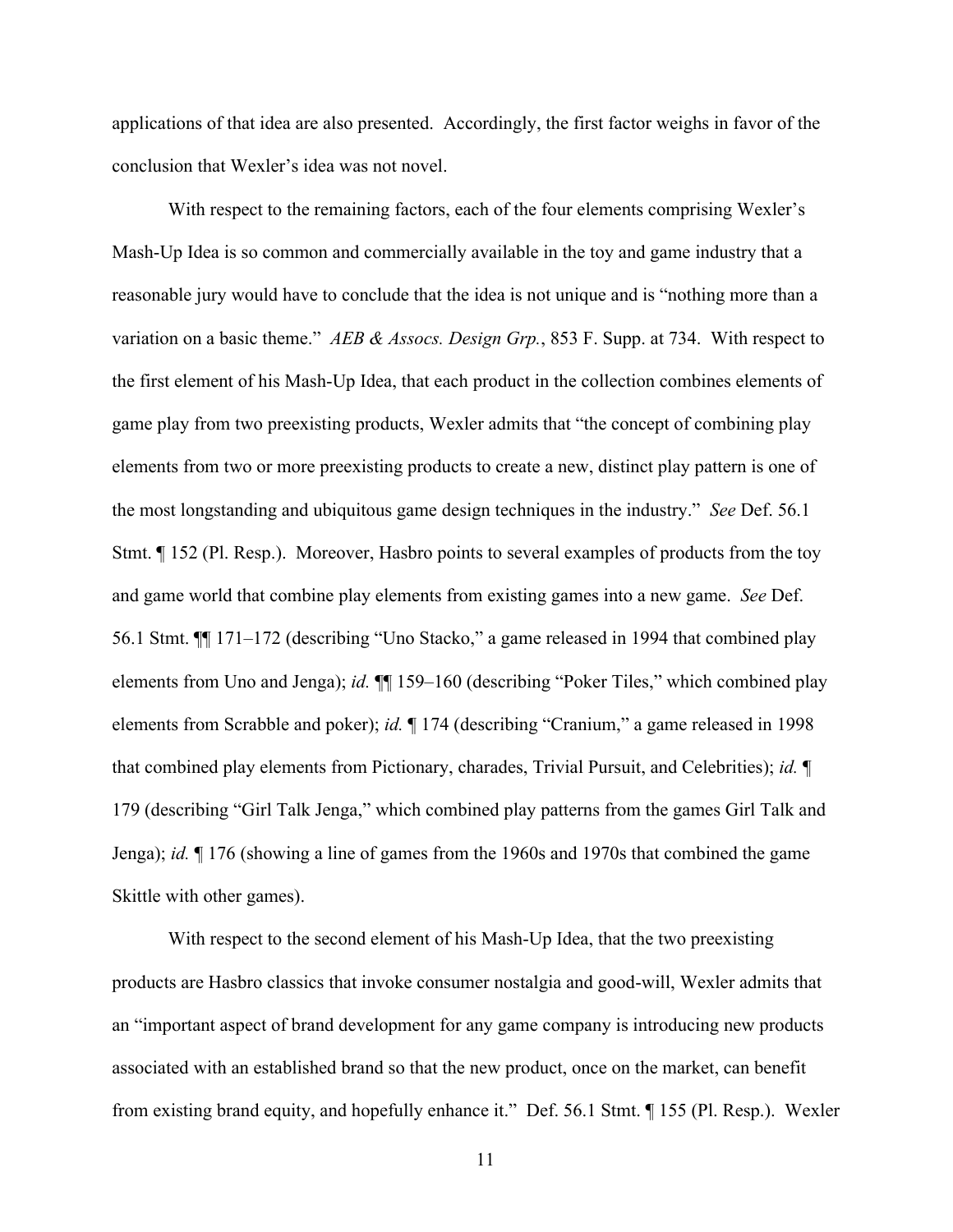applications of that idea are also presented. Accordingly, the first factor weighs in favor of the conclusion that Wexler's idea was not novel.

With respect to the remaining factors, each of the four elements comprising Wexler's Mash-Up Idea is so common and commercially available in the toy and game industry that a reasonable jury would have to conclude that the idea is not unique and is "nothing more than a variation on a basic theme." *AEB & Assocs. Design Grp.*, 853 F. Supp. at 734. With respect to the first element of his Mash-Up Idea, that each product in the collection combines elements of game play from two preexisting products, Wexler admits that "the concept of combining play elements from two or more preexisting products to create a new, distinct play pattern is one of the most longstanding and ubiquitous game design techniques in the industry." *See* Def. 56.1 Stmt. ¶ 152 (Pl. Resp.). Moreover, Hasbro points to several examples of products from the toy and game world that combine play elements from existing games into a new game. *See* Def. 56.1 Stmt. ¶¶ 171–172 (describing "Uno Stacko," a game released in 1994 that combined play elements from Uno and Jenga); *id.* ¶¶ 159–160 (describing "Poker Tiles," which combined play elements from Scrabble and poker); *id.* ¶ 174 (describing "Cranium," a game released in 1998 that combined play elements from Pictionary, charades, Trivial Pursuit, and Celebrities); *id.* ¶ 179 (describing "Girl Talk Jenga," which combined play patterns from the games Girl Talk and Jenga); *id.* ¶ 176 (showing a line of games from the 1960s and 1970s that combined the game Skittle with other games).

With respect to the second element of his Mash-Up Idea, that the two preexisting products are Hasbro classics that invoke consumer nostalgia and good-will, Wexler admits that an "important aspect of brand development for any game company is introducing new products associated with an established brand so that the new product, once on the market, can benefit from existing brand equity, and hopefully enhance it." Def. 56.1 Stmt. ¶ 155 (Pl. Resp.). Wexler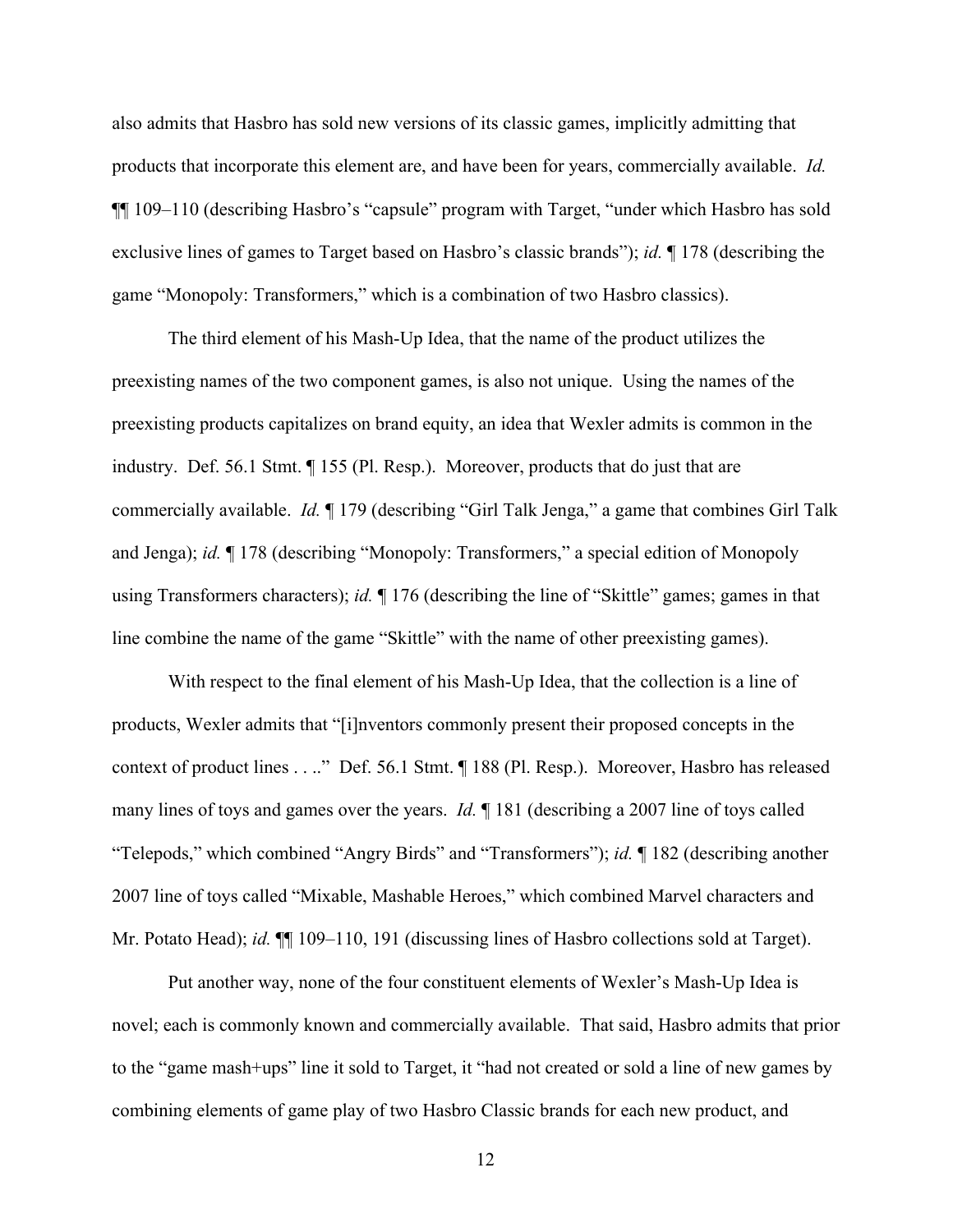also admits that Hasbro has sold new versions of its classic games, implicitly admitting that products that incorporate this element are, and have been for years, commercially available. *Id.* ¶¶ 109–110 (describing Hasbro's "capsule" program with Target, "under which Hasbro has sold exclusive lines of games to Target based on Hasbro's classic brands"); *id.* ¶ 178 (describing the game "Monopoly: Transformers," which is a combination of two Hasbro classics).

The third element of his Mash-Up Idea, that the name of the product utilizes the preexisting names of the two component games, is also not unique. Using the names of the preexisting products capitalizes on brand equity, an idea that Wexler admits is common in the industry. Def. 56.1 Stmt. ¶ 155 (Pl. Resp.). Moreover, products that do just that are commercially available. *Id.* ¶ 179 (describing "Girl Talk Jenga," a game that combines Girl Talk and Jenga); *id.* ¶ 178 (describing "Monopoly: Transformers," a special edition of Monopoly using Transformers characters); *id.* ¶ 176 (describing the line of "Skittle" games; games in that line combine the name of the game "Skittle" with the name of other preexisting games).

With respect to the final element of his Mash-Up Idea, that the collection is a line of products, Wexler admits that "[i]nventors commonly present their proposed concepts in the context of product lines . . .." Def. 56.1 Stmt. ¶ 188 (Pl. Resp.). Moreover, Hasbro has released many lines of toys and games over the years. *Id.* ¶ 181 (describing a 2007 line of toys called "Telepods," which combined "Angry Birds" and "Transformers"); *id.* ¶ 182 (describing another 2007 line of toys called "Mixable, Mashable Heroes," which combined Marvel characters and Mr. Potato Head); *id.* ¶¶ 109–110, 191 (discussing lines of Hasbro collections sold at Target).

Put another way, none of the four constituent elements of Wexler's Mash-Up Idea is novel; each is commonly known and commercially available. That said, Hasbro admits that prior to the "game mash+ups" line it sold to Target, it "had not created or sold a line of new games by combining elements of game play of two Hasbro Classic brands for each new product, and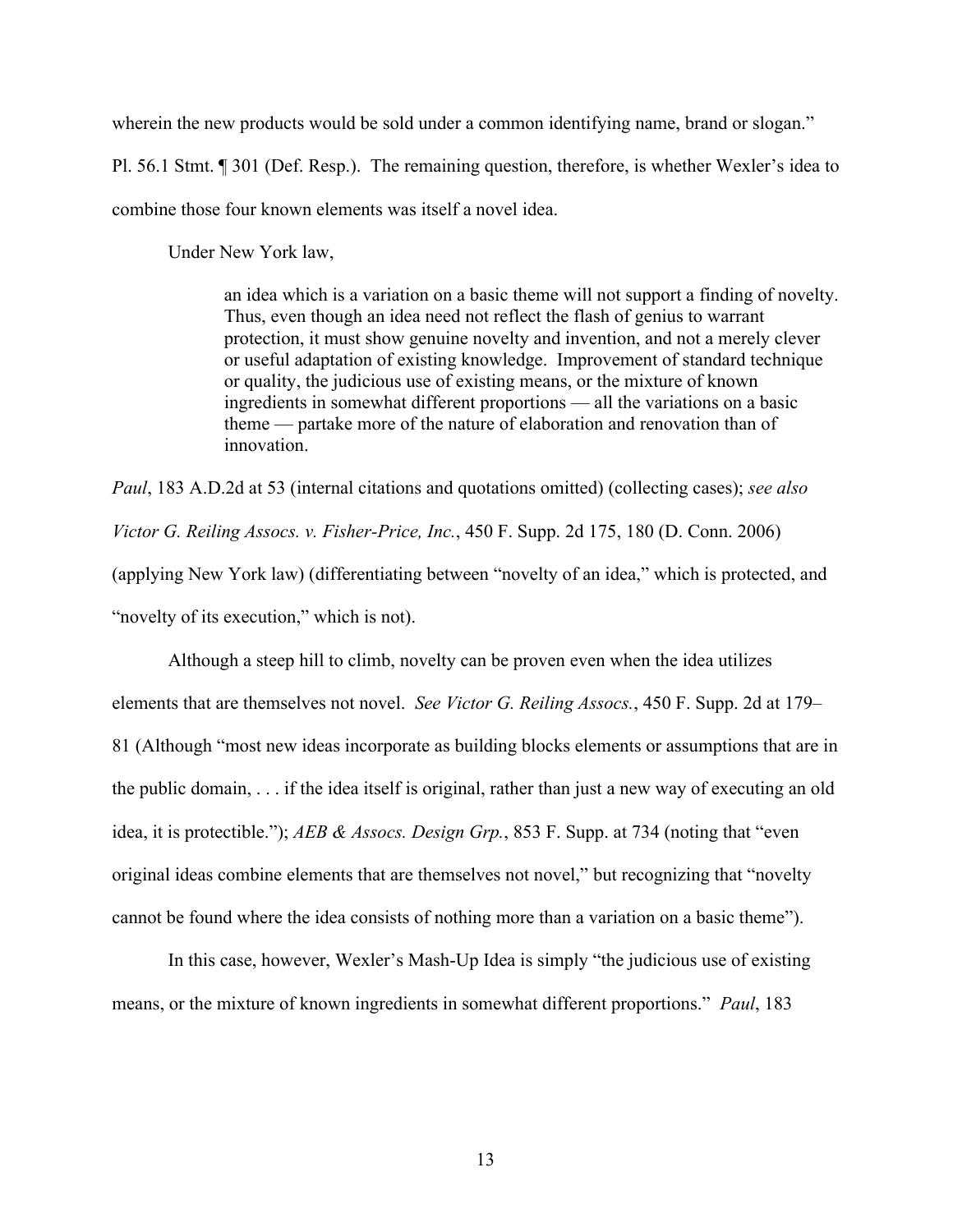wherein the new products would be sold under a common identifying name, brand or slogan." Pl. 56.1 Stmt. ¶ 301 (Def. Resp.). The remaining question, therefore, is whether Wexler's idea to combine those four known elements was itself a novel idea.

Under New York law,

> an idea which is a variation on a basic theme will not support a finding of novelty. Thus, even though an idea need not reflect the flash of genius to warrant protection, it must show genuine novelty and invention, and not a merely clever or useful adaptation of existing knowledge. Improvement of standard technique or quality, the judicious use of existing means, or the mixture of known ingredients in somewhat different proportions — all the variations on a basic theme — partake more of the nature of elaboration and renovation than of innovation.

*Paul*, 183 A.D.2d at 53 (internal citations and quotations omitted) (collecting cases); *see also Victor G. Reiling Assocs. v. Fisher-Price, Inc.*, 450 F. Supp. 2d 175, 180 (D. Conn. 2006) (applying New York law) (differentiating between "novelty of an idea," which is protected, and "novelty of its execution," which is not).

Although a steep hill to climb, novelty can be proven even when the idea utilizes elements that are themselves not novel. *See Victor G. Reiling Assocs.*, 450 F. Supp. 2d at 179–81 (Although "most new ideas incorporate as building blocks elements or assumptions that are in the public domain, . . . if the idea itself is original, rather than just a new way of executing an old idea, it is protectible."); *AEB & Assocs. Design Grp.*, 853 F. Supp. at 734 (noting that "even original ideas combine elements that are themselves not novel," but recognizing that "novelty cannot be found where the idea consists of nothing more than a variation on a basic theme").

In this case, however, Wexler's Mash-Up Idea is simply "the judicious use of existing means, or the mixture of known ingredients in somewhat different proportions." *Paul*, 183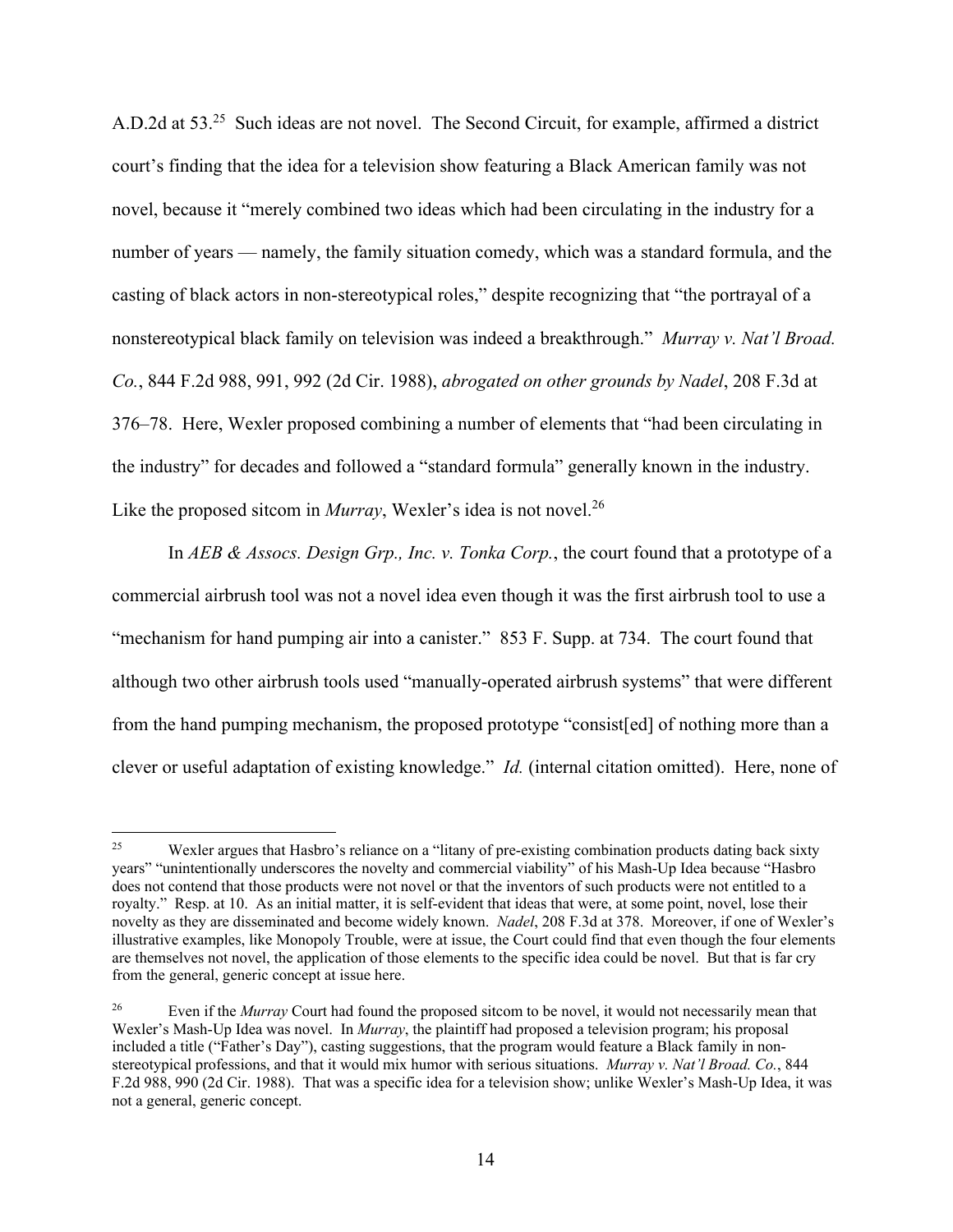A.D.2d at 53.[25] Such ideas are not novel. The Second Circuit, for example, affirmed a district court's finding that the idea for a television show featuring a Black American family was not novel, because it "merely combined two ideas which had been circulating in the industry for a number of years — namely, the family situation comedy, which was a standard formula, and the casting of black actors in non-stereotypical roles," despite recognizing that "the portrayal of a nonstereotypical black family on television was indeed a breakthrough." *Murray v. Nat'l Broad. Co.*, 844 F.2d 988, 991, 992 (2d Cir. 1988), *abrogated on other grounds by Nadel*, 208 F.3d at 376–78. Here, Wexler proposed combining a number of elements that "had been circulating in the industry" for decades and followed a "standard formula" generally known in the industry. Like the proposed sitcom in *Murray*, Wexler's idea is not novel.[26]

In *AEB & Assocs. Design Grp., Inc. v. Tonka Corp.*, the court found that a prototype of a commercial airbrush tool was not a novel idea even though it was the first airbrush tool to use a "mechanism for hand pumping air into a canister." 853 F. Supp. at 734. The court found that although two other airbrush tools used "manually-operated airbrush systems" that were different from the hand pumping mechanism, the proposed prototype "consist[ed] of nothing more than a clever or useful adaptation of existing knowledge." *Id.* (internal citation omitted). Here, none of

---

[25] Wexler argues that Hasbro's reliance on a "litany of pre-existing combination products dating back sixty years" "unintentionally underscores the novelty and commercial viability" of his Mash-Up Idea because "Hasbro does not contend that those products were not novel or that the inventors of such products were not entitled to a royalty." Resp. at 10. As an initial matter, it is self-evident that ideas that were, at some point, novel, lose their novelty as they are disseminated and become widely known. *Nadel*, 208 F.3d at 378. Moreover, if one of Wexler's illustrative examples, like Monopoly Trouble, were at issue, the Court could find that even though the four elements are themselves not novel, the application of those elements to the specific idea could be novel. But that is far cry from the general, generic concept at issue here.

[26] Even if the *Murray* Court had found the proposed sitcom to be novel, it would not necessarily mean that Wexler's Mash-Up Idea was novel. In *Murray*, the plaintiff had proposed a television program; his proposal included a title ("Father's Day"), casting suggestions, that the program would feature a Black family in non-stereotypical professions, and that it would mix humor with serious situations. *Murray v. Nat'l Broad. Co.*, 844 F.2d 988, 990 (2d Cir. 1988). That was a specific idea for a television show; unlike Wexler's Mash-Up Idea, it was not a general, generic concept.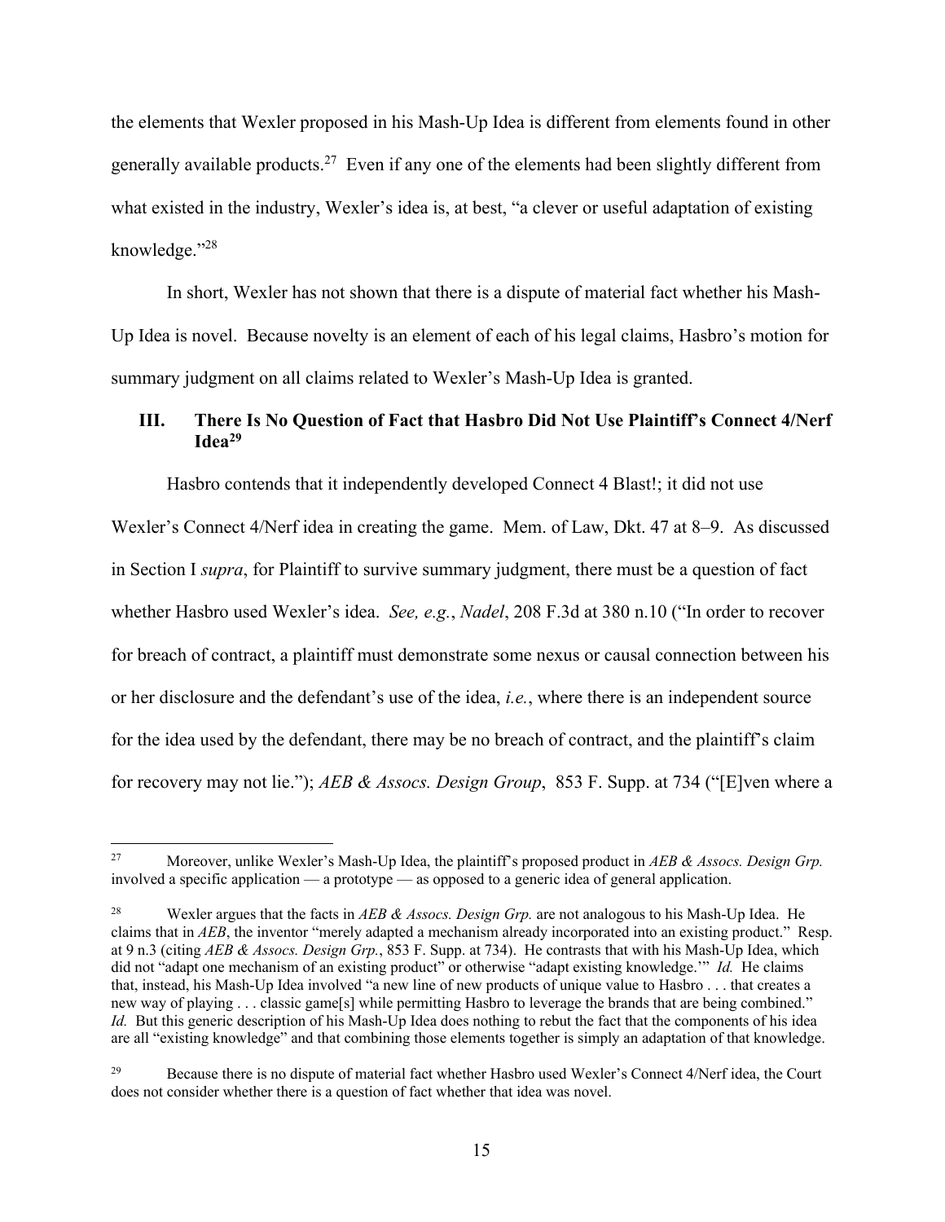the elements that Wexler proposed in his Mash-Up Idea is different from elements found in other generally available products.[27] Even if any one of the elements had been slightly different from what existed in the industry, Wexler's idea is, at best, "a clever or useful adaptation of existing knowledge."[28]

In short, Wexler has not shown that there is a dispute of material fact whether his Mash-Up Idea is novel. Because novelty is an element of each of his legal claims, Hasbro's motion for summary judgment on all claims related to Wexler's Mash-Up Idea is granted.

### III. There Is No Question of Fact that Hasbro Did Not Use Plaintiff's Connect 4/Nerf Idea[29]

Hasbro contends that it independently developed Connect 4 Blast!; it did not use Wexler's Connect 4/Nerf idea in creating the game. Mem. of Law, Dkt. 47 at 8–9. As discussed in Section I *supra*, for Plaintiff to survive summary judgment, there must be a question of fact whether Hasbro used Wexler's idea. *See, e.g.*, *Nadel*, 208 F.3d at 380 n.10 ("In order to recover for breach of contract, a plaintiff must demonstrate some nexus or causal connection between his or her disclosure and the defendant's use of the idea, *i.e.*, where there is an independent source for the idea used by the defendant, there may be no breach of contract, and the plaintiff's claim for recovery may not lie."); *AEB & Assocs. Design Group*, 853 F. Supp. at 734 ("[E]ven where a

---

[27] Moreover, unlike Wexler's Mash-Up Idea, the plaintiff's proposed product in *AEB & Assocs. Design Grp.* involved a specific application — a prototype — as opposed to a generic idea of general application.

[28] Wexler argues that the facts in *AEB & Assocs. Design Grp.* are not analogous to his Mash-Up Idea. He claims that in *AEB*, the inventor "merely adapted a mechanism already incorporated into an existing product." Resp. at 9 n.3 (citing *AEB & Assocs. Design Grp.*, 853 F. Supp. at 734). He contrasts that with his Mash-Up Idea, which did not "adapt one mechanism of an existing product" or otherwise "adapt existing knowledge.'" *Id.* He claims that, instead, his Mash-Up Idea involved "a new line of new products of unique value to Hasbro . . . that creates a new way of playing . . . classic game[s] while permitting Hasbro to leverage the brands that are being combined." *Id.* But this generic description of his Mash-Up Idea does nothing to rebut the fact that the components of his idea are all "existing knowledge" and that combining those elements together is simply an adaptation of that knowledge.

[29] Because there is no dispute of material fact whether Hasbro used Wexler's Connect 4/Nerf idea, the Court does not consider whether there is a question of fact whether that idea was novel.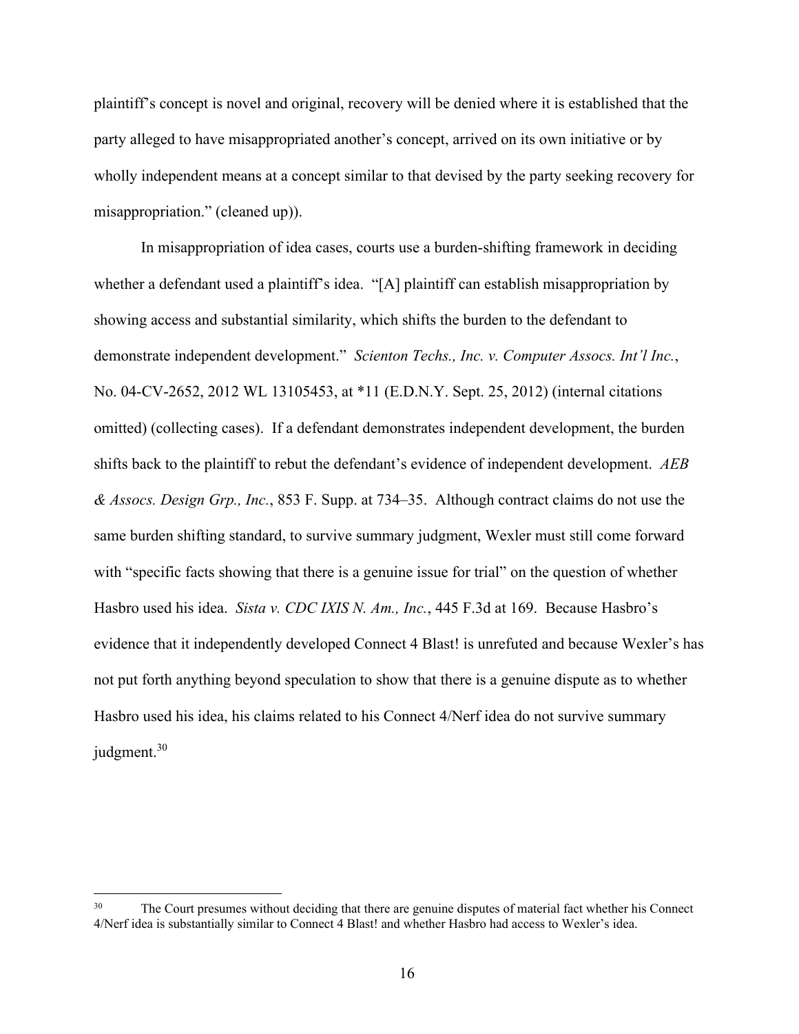plaintiff's concept is novel and original, recovery will be denied where it is established that the party alleged to have misappropriated another's concept, arrived on its own initiative or by wholly independent means at a concept similar to that devised by the party seeking recovery for misappropriation." (cleaned up)).

In misappropriation of idea cases, courts use a burden-shifting framework in deciding whether a defendant used a plaintiff's idea. "[A] plaintiff can establish misappropriation by showing access and substantial similarity, which shifts the burden to the defendant to demonstrate independent development." *Scienton Techs., Inc. v. Computer Assocs. Int'l Inc.*, No. 04-CV-2652, 2012 WL 13105453, at *11 (E.D.N.Y. Sept. 25, 2012) (internal citations omitted) (collecting cases). If a defendant demonstrates independent development, the burden shifts back to the plaintiff to rebut the defendant's evidence of independent development. *AEB & Assocs. Design Grp., Inc.*, 853 F. Supp. at 734–35. Although contract claims do not use the same burden shifting standard, to survive summary judgment, Wexler must still come forward with "specific facts showing that there is a genuine issue for trial" on the question of whether Hasbro used his idea. *Sista v. CDC IXIS N. Am., Inc.*, 445 F.3d at 169. Because Hasbro's evidence that it independently developed Connect 4 Blast! is unrefuted and because Wexler's has not put forth anything beyond speculation to show that there is a genuine dispute as to whether Hasbro used his idea, his claims related to his Connect 4/Nerf idea do not survive summary judgment.[30]

[30] The Court presumes without deciding that there are genuine disputes of material fact whether his Connect 4/Nerf idea is substantially similar to Connect 4 Blast! and whether Hasbro had access to Wexler's idea.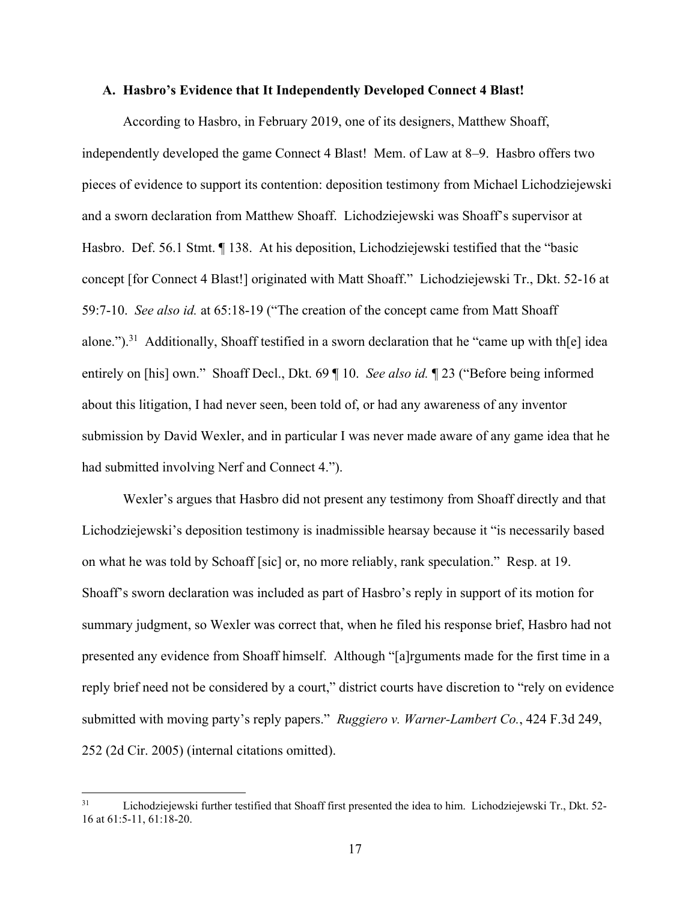### A. Hasbro's Evidence that It Independently Developed Connect 4 Blast!

According to Hasbro, in February 2019, one of its designers, Matthew Shoaff, independently developed the game Connect 4 Blast! Mem. of Law at 8–9. Hasbro offers two pieces of evidence to support its contention: deposition testimony from Michael Lichodziejewski and a sworn declaration from Matthew Shoaff. Lichodziejewski was Shoaff's supervisor at Hasbro. Def. 56.1 Stmt. ¶ 138. At his deposition, Lichodziejewski testified that the "basic concept [for Connect 4 Blast!] originated with Matt Shoaff." Lichodziejewski Tr., Dkt. 52-16 at 59:7-10. *See also id.* at 65:18-19 ("The creation of the concept came from Matt Shoaff alone.").[31] Additionally, Shoaff testified in a sworn declaration that he "came up with th[e] idea entirely on [his] own." Shoaff Decl., Dkt. 69 ¶ 10. *See also id.* ¶ 23 ("Before being informed about this litigation, I had never seen, been told of, or had any awareness of any inventor submission by David Wexler, and in particular I was never made aware of any game idea that he had submitted involving Nerf and Connect 4.").

Wexler's argues that Hasbro did not present any testimony from Shoaff directly and that Lichodziejewski's deposition testimony is inadmissible hearsay because it "is necessarily based on what he was told by Schoaff [sic] or, no more reliably, rank speculation." Resp. at 19. Shoaff's sworn declaration was included as part of Hasbro's reply in support of its motion for summary judgment, so Wexler was correct that, when he filed his response brief, Hasbro had not presented any evidence from Shoaff himself. Although "[a]rguments made for the first time in a reply brief need not be considered by a court," district courts have discretion to "rely on evidence submitted with moving party's reply papers." *Ruggiero v. Warner-Lambert Co.*, 424 F.3d 249, 252 (2d Cir. 2005) (internal citations omitted).

---

[31] Lichodziejewski further testified that Shoaff first presented the idea to him. Lichodziejewski Tr., Dkt. 52-16 at 61:5-11, 61:18-20.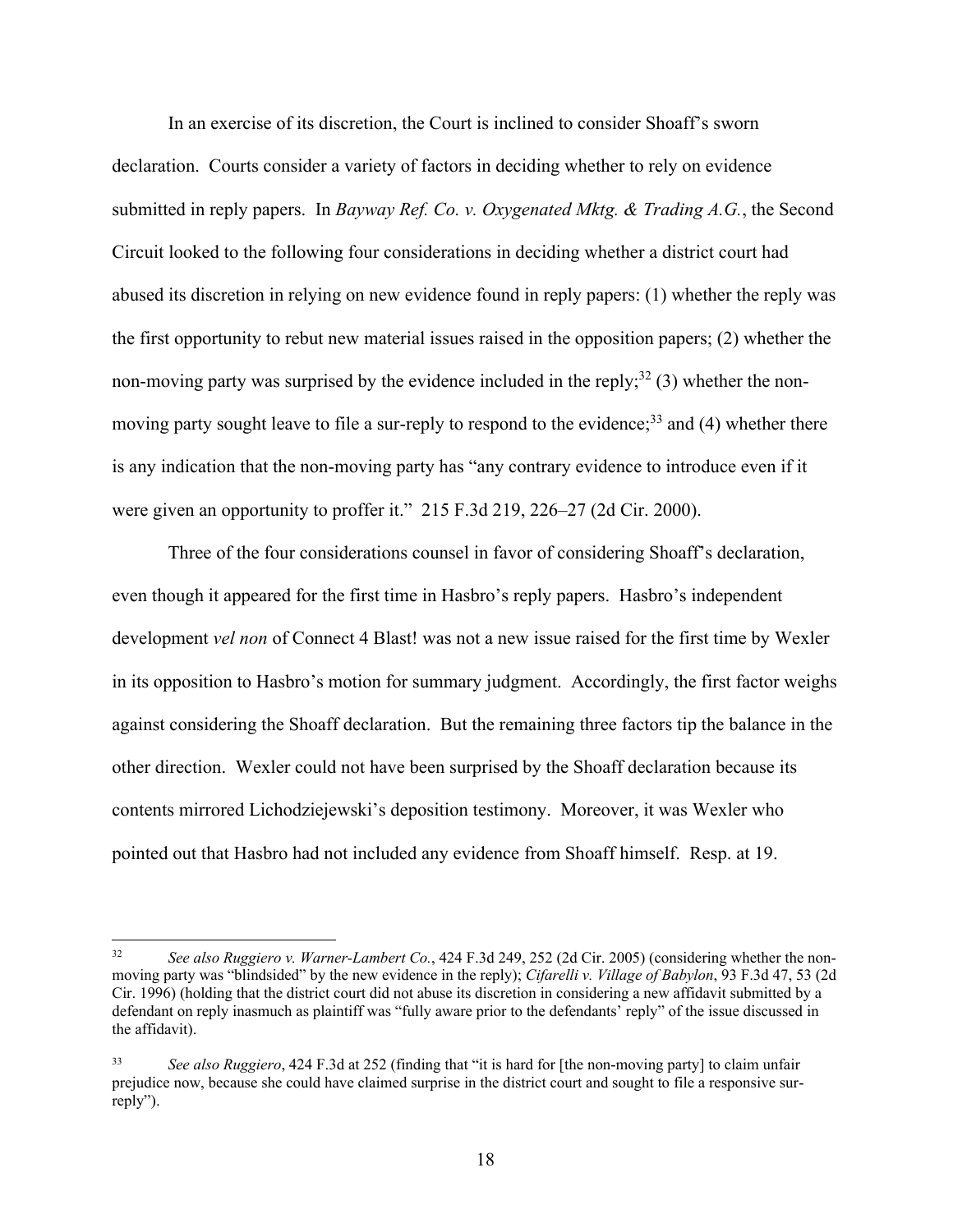In an exercise of its discretion, the Court is inclined to consider Shoaff's sworn declaration. Courts consider a variety of factors in deciding whether to rely on evidence submitted in reply papers. In *Bayway Ref. Co. v. Oxygenated Mktg. & Trading A.G.*, the Second Circuit looked to the following four considerations in deciding whether a district court had abused its discretion in relying on new evidence found in reply papers: (1) whether the reply was the first opportunity to rebut new material issues raised in the opposition papers; (2) whether the non-moving party was surprised by the evidence included in the reply;[32] (3) whether the non-moving party sought leave to file a sur-reply to respond to the evidence;[33] and (4) whether there is any indication that the non-moving party has "any contrary evidence to introduce even if it were given an opportunity to proffer it." 215 F.3d 219, 226–27 (2d Cir. 2000).

Three of the four considerations counsel in favor of considering Shoaff's declaration, even though it appeared for the first time in Hasbro's reply papers. Hasbro's independent development *vel non* of Connect 4 Blast! was not a new issue raised for the first time by Wexler in its opposition to Hasbro's motion for summary judgment. Accordingly, the first factor weighs against considering the Shoaff declaration. But the remaining three factors tip the balance in the other direction. Wexler could not have been surprised by the Shoaff declaration because its contents mirrored Lichodziejewski's deposition testimony. Moreover, it was Wexler who pointed out that Hasbro had not included any evidence from Shoaff himself. Resp. at 19.

---

[32] *See also Ruggiero v. Warner-Lambert Co.*, 424 F.3d 249, 252 (2d Cir. 2005) (considering whether the non-moving party was "blindsided" by the new evidence in the reply); *Cifarelli v. Village of Babylon*, 93 F.3d 47, 53 (2d Cir. 1996) (holding that the district court did not abuse its discretion in considering a new affidavit submitted by a defendant on reply inasmuch as plaintiff was "fully aware prior to the defendants' reply" of the issue discussed in the affidavit).

[33] *See also Ruggiero*, 424 F.3d at 252 (finding that "it is hard for [the non-moving party] to claim unfair prejudice now, because she could have claimed surprise in the district court and sought to file a responsive sur-reply").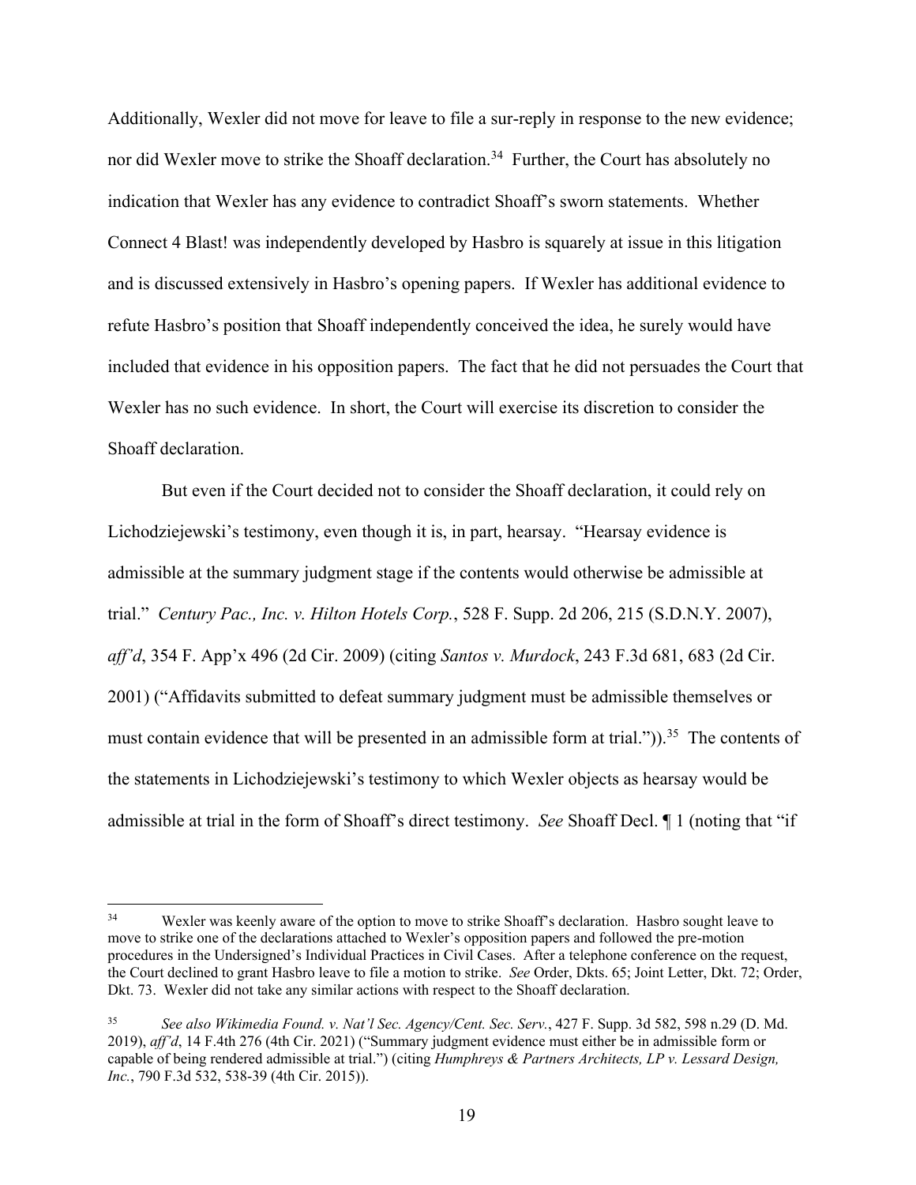Additionally, Wexler did not move for leave to file a sur-reply in response to the new evidence; nor did Wexler move to strike the Shoaff declaration.[34] Further, the Court has absolutely no indication that Wexler has any evidence to contradict Shoaff's sworn statements. Whether Connect 4 Blast! was independently developed by Hasbro is squarely at issue in this litigation and is discussed extensively in Hasbro's opening papers. If Wexler has additional evidence to refute Hasbro's position that Shoaff independently conceived the idea, he surely would have included that evidence in his opposition papers. The fact that he did not persuades the Court that Wexler has no such evidence. In short, the Court will exercise its discretion to consider the Shoaff declaration.

But even if the Court decided not to consider the Shoaff declaration, it could rely on Lichodziejewski's testimony, even though it is, in part, hearsay. "Hearsay evidence is admissible at the summary judgment stage if the contents would otherwise be admissible at trial." *Century Pac., Inc. v. Hilton Hotels Corp.*, 528 F. Supp. 2d 206, 215 (S.D.N.Y. 2007), *aff'd*, 354 F. App'x 496 (2d Cir. 2009) (citing *Santos v. Murdock*, 243 F.3d 681, 683 (2d Cir. 2001) ("Affidavits submitted to defeat summary judgment must be admissible themselves or must contain evidence that will be presented in an admissible form at trial.")).[35] The contents of the statements in Lichodziejewski's testimony to which Wexler objects as hearsay would be admissible at trial in the form of Shoaff's direct testimony. *See* Shoaff Decl. ¶ 1 (noting that "if

---

[34] Wexler was keenly aware of the option to move to strike Shoaff's declaration. Hasbro sought leave to move to strike one of the declarations attached to Wexler's opposition papers and followed the pre-motion procedures in the Undersigned's Individual Practices in Civil Cases. After a telephone conference on the request, the Court declined to grant Hasbro leave to file a motion to strike. *See* Order, Dkts. 65; Joint Letter, Dkt. 72; Order, Dkt. 73. Wexler did not take any similar actions with respect to the Shoaff declaration.

[35] *See also Wikimedia Found. v. Nat'l Sec. Agency/Cent. Sec. Serv.*, 427 F. Supp. 3d 582, 598 n.29 (D. Md. 2019), *aff'd*, 14 F.4th 276 (4th Cir. 2021) ("Summary judgment evidence must either be in admissible form or capable of being rendered admissible at trial.") (citing *Humphreys & Partners Architects, LP v. Lessard Design, Inc.*, 790 F.3d 532, 538-39 (4th Cir. 2015)).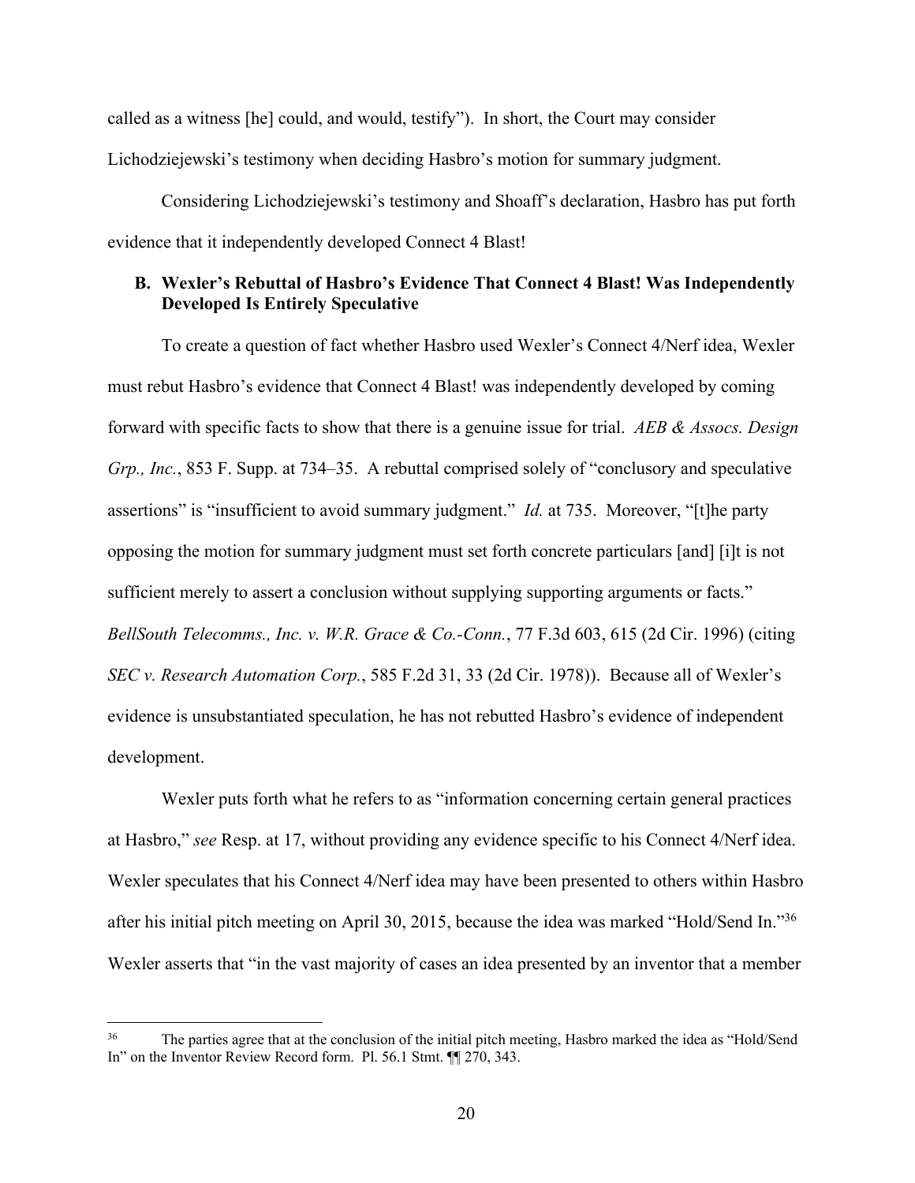called as a witness [he] could, and would, testify"). In short, the Court may consider Lichodziejewski's testimony when deciding Hasbro's motion for summary judgment.

Considering Lichodziejewski's testimony and Shoaff's declaration, Hasbro has put forth evidence that it independently developed Connect 4 Blast!

### B. Wexler's Rebuttal of Hasbro's Evidence That Connect 4 Blast! Was Independently Developed Is Entirely Speculative

To create a question of fact whether Hasbro used Wexler's Connect 4/Nerf idea, Wexler must rebut Hasbro's evidence that Connect 4 Blast! was independently developed by coming forward with specific facts to show that there is a genuine issue for trial. *AEB & Assocs. Design Grp., Inc.*, 853 F. Supp. at 734–35. A rebuttal comprised solely of "conclusory and speculative assertions" is "insufficient to avoid summary judgment." *Id.* at 735. Moreover, "[t]he party opposing the motion for summary judgment must set forth concrete particulars [and] [i]t is not sufficient merely to assert a conclusion without supplying supporting arguments or facts." *BellSouth Telecomms., Inc. v. W.R. Grace & Co.-Conn.*, 77 F.3d 603, 615 (2d Cir. 1996) (citing *SEC v. Research Automation Corp.*, 585 F.2d 31, 33 (2d Cir. 1978)). Because all of Wexler's evidence is unsubstantiated speculation, he has not rebutted Hasbro's evidence of independent development.

Wexler puts forth what he refers to as "information concerning certain general practices at Hasbro," *see* Resp. at 17, without providing any evidence specific to his Connect 4/Nerf idea. Wexler speculates that his Connect 4/Nerf idea may have been presented to others within Hasbro after his initial pitch meeting on April 30, 2015, because the idea was marked "Hold/Send In."[36] Wexler asserts that "in the vast majority of cases an idea presented by an inventor that a member

[36] The parties agree that at the conclusion of the initial pitch meeting, Hasbro marked the idea as "Hold/Send In" on the Inventor Review Record form. Pl. 56.1 Stmt. ¶¶ 270, 343.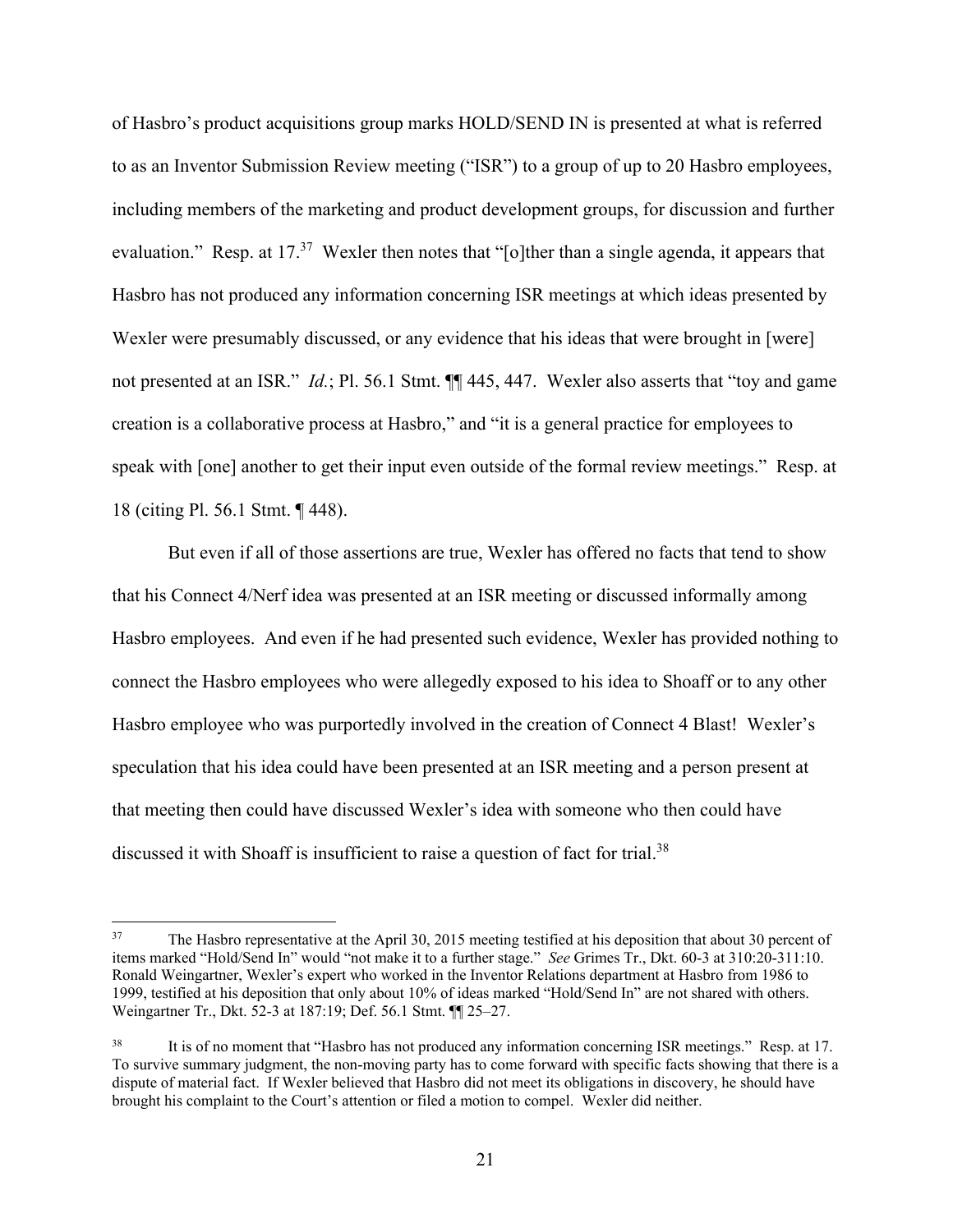of Hasbro's product acquisitions group marks HOLD/SEND IN is presented at what is referred to as an Inventor Submission Review meeting ("ISR") to a group of up to 20 Hasbro employees, including members of the marketing and product development groups, for discussion and further evaluation." Resp. at 17.[37] Wexler then notes that "[o]ther than a single agenda, it appears that Hasbro has not produced any information concerning ISR meetings at which ideas presented by Wexler were presumably discussed, or any evidence that his ideas that were brought in [were] not presented at an ISR." *Id.*; Pl. 56.1 Stmt. ¶¶ 445, 447. Wexler also asserts that "toy and game creation is a collaborative process at Hasbro," and "it is a general practice for employees to speak with [one] another to get their input even outside of the formal review meetings." Resp. at 18 (citing Pl. 56.1 Stmt. ¶ 448).

But even if all of those assertions are true, Wexler has offered no facts that tend to show that his Connect 4/Nerf idea was presented at an ISR meeting or discussed informally among Hasbro employees. And even if he had presented such evidence, Wexler has provided nothing to connect the Hasbro employees who were allegedly exposed to his idea to Shoaff or to any other Hasbro employee who was purportedly involved in the creation of Connect 4 Blast! Wexler's speculation that his idea could have been presented at an ISR meeting and a person present at that meeting then could have discussed Wexler's idea with someone who then could have discussed it with Shoaff is insufficient to raise a question of fact for trial.[38]

---

[37] The Hasbro representative at the April 30, 2015 meeting testified at his deposition that about 30 percent of items marked "Hold/Send In" would "not make it to a further stage." *See* Grimes Tr., Dkt. 60-3 at 310:20-311:10. Ronald Weingartner, Wexler's expert who worked in the Inventor Relations department at Hasbro from 1986 to 1999, testified at his deposition that only about 10% of ideas marked "Hold/Send In" are not shared with others. Weingartner Tr., Dkt. 52-3 at 187:19; Def. 56.1 Stmt. ¶¶ 25–27.

[38] It is of no moment that "Hasbro has not produced any information concerning ISR meetings." Resp. at 17. To survive summary judgment, the non-moving party has to come forward with specific facts showing that there is a dispute of material fact. If Wexler believed that Hasbro did not meet its obligations in discovery, he should have brought his complaint to the Court's attention or filed a motion to compel. Wexler did neither.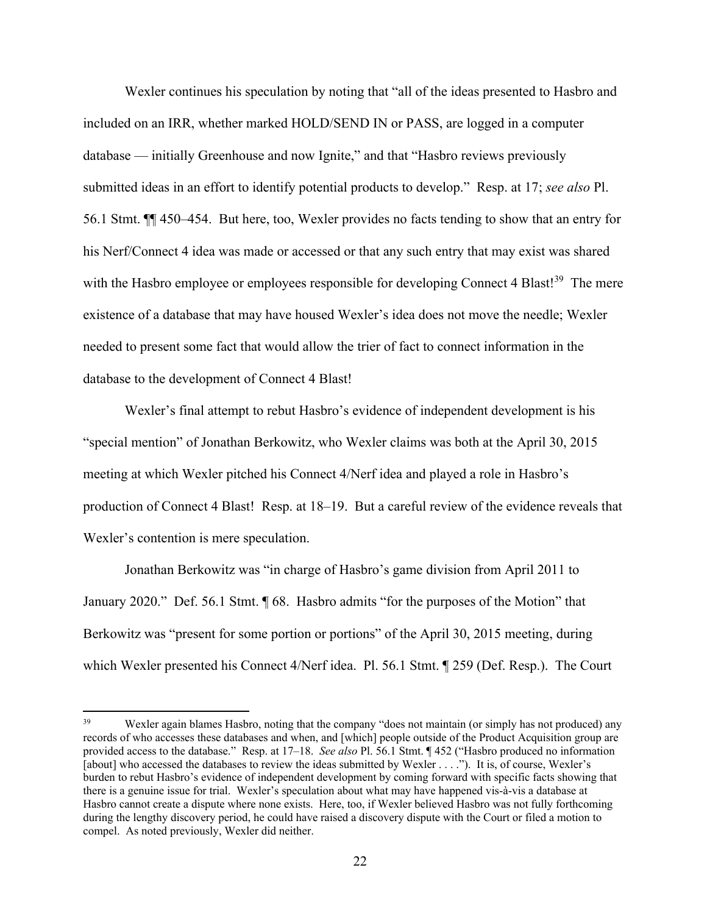Wexler continues his speculation by noting that "all of the ideas presented to Hasbro and included on an IRR, whether marked HOLD/SEND IN or PASS, are logged in a computer database — initially Greenhouse and now Ignite," and that "Hasbro reviews previously submitted ideas in an effort to identify potential products to develop." Resp. at 17; *see also* Pl. 56.1 Stmt. ¶¶ 450–454. But here, too, Wexler provides no facts tending to show that an entry for his Nerf/Connect 4 idea was made or accessed or that any such entry that may exist was shared with the Hasbro employee or employees responsible for developing Connect 4 Blast![39] The mere existence of a database that may have housed Wexler's idea does not move the needle; Wexler needed to present some fact that would allow the trier of fact to connect information in the database to the development of Connect 4 Blast!

Wexler's final attempt to rebut Hasbro's evidence of independent development is his "special mention" of Jonathan Berkowitz, who Wexler claims was both at the April 30, 2015 meeting at which Wexler pitched his Connect 4/Nerf idea and played a role in Hasbro's production of Connect 4 Blast! Resp. at 18–19. But a careful review of the evidence reveals that Wexler's contention is mere speculation.

Jonathan Berkowitz was "in charge of Hasbro's game division from April 2011 to January 2020." Def. 56.1 Stmt. ¶ 68. Hasbro admits "for the purposes of the Motion" that Berkowitz was "present for some portion or portions" of the April 30, 2015 meeting, during which Wexler presented his Connect 4/Nerf idea. Pl. 56.1 Stmt. ¶ 259 (Def. Resp.). The Court

---

[39] Wexler again blames Hasbro, noting that the company "does not maintain (or simply has not produced) any records of who accesses these databases and when, and [which] people outside of the Product Acquisition group are provided access to the database." Resp. at 17–18. *See also* Pl. 56.1 Stmt. ¶ 452 ("Hasbro produced no information [about] who accessed the databases to review the ideas submitted by Wexler . . . ."). It is, of course, Wexler's burden to rebut Hasbro's evidence of independent development by coming forward with specific facts showing that there is a genuine issue for trial. Wexler's speculation about what may have happened vis-à-vis a database at Hasbro cannot create a dispute where none exists. Here, too, if Wexler believed Hasbro was not fully forthcoming during the lengthy discovery period, he could have raised a discovery dispute with the Court or filed a motion to compel. As noted previously, Wexler did neither.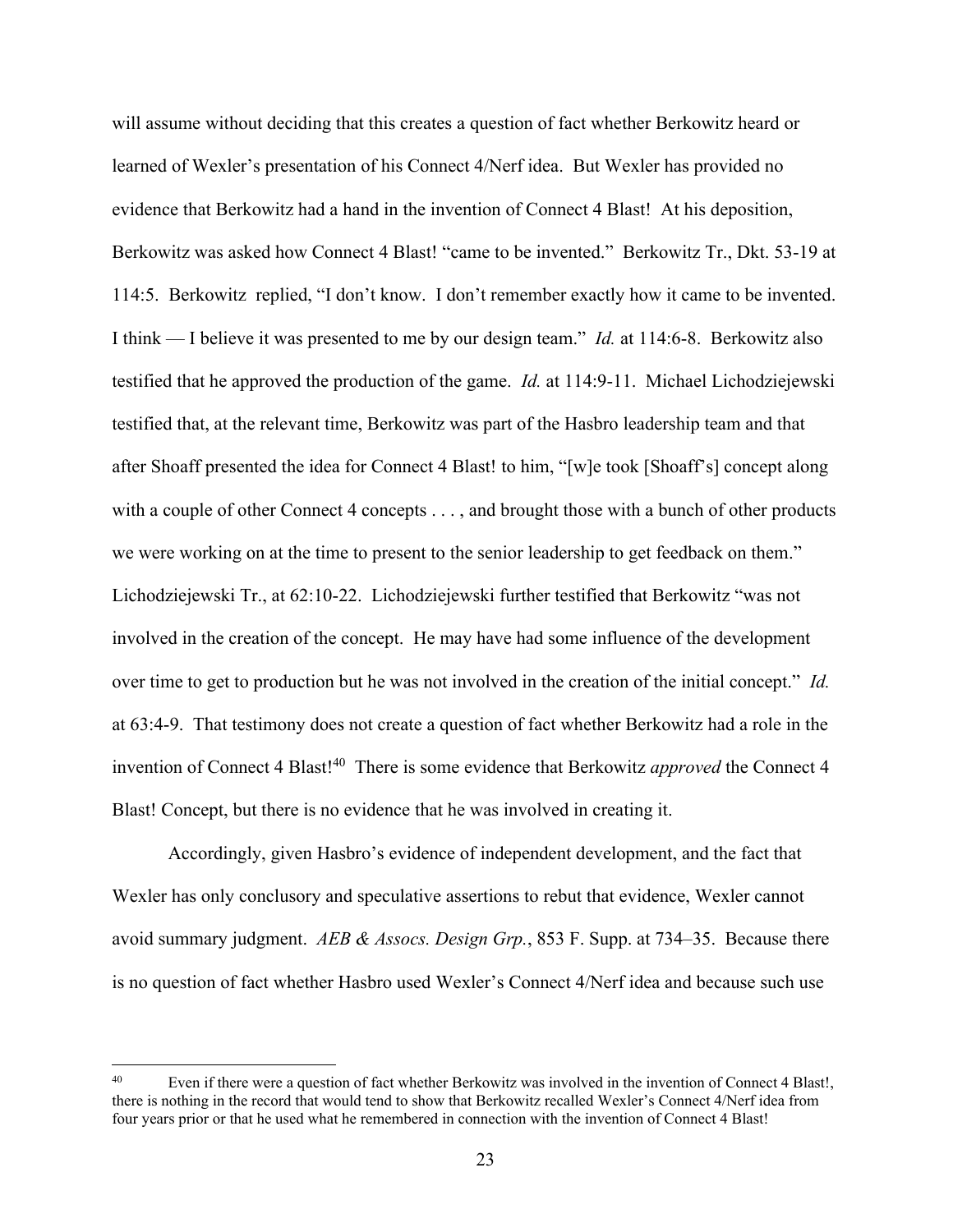will assume without deciding that this creates a question of fact whether Berkowitz heard or learned of Wexler's presentation of his Connect 4/Nerf idea. But Wexler has provided no evidence that Berkowitz had a hand in the invention of Connect 4 Blast! At his deposition, Berkowitz was asked how Connect 4 Blast! "came to be invented." Berkowitz Tr., Dkt. 53-19 at 114:5. Berkowitz replied, "I don't know. I don't remember exactly how it came to be invented. I think — I believe it was presented to me by our design team." *Id.* at 114:6-8. Berkowitz also testified that he approved the production of the game. *Id.* at 114:9-11. Michael Lichodziejewski testified that, at the relevant time, Berkowitz was part of the Hasbro leadership team and that after Shoaff presented the idea for Connect 4 Blast! to him, "[w]e took [Shoaff's] concept along with a couple of other Connect 4 concepts . . . , and brought those with a bunch of other products we were working on at the time to present to the senior leadership to get feedback on them." Lichodziejewski Tr., at 62:10-22. Lichodziejewski further testified that Berkowitz "was not involved in the creation of the concept. He may have had some influence of the development over time to get to production but he was not involved in the creation of the initial concept." *Id.* at 63:4-9. That testimony does not create a question of fact whether Berkowitz had a role in the invention of Connect 4 Blast![40] There is some evidence that Berkowitz *approved* the Connect 4 Blast! Concept, but there is no evidence that he was involved in creating it.

Accordingly, given Hasbro's evidence of independent development, and the fact that Wexler has only conclusory and speculative assertions to rebut that evidence, Wexler cannot avoid summary judgment. *AEB & Assocs. Design Grp.*, 853 F. Supp. at 734–35. Because there is no question of fact whether Hasbro used Wexler's Connect 4/Nerf idea and because such use

---

[40] Even if there were a question of fact whether Berkowitz was involved in the invention of Connect 4 Blast!, there is nothing in the record that would tend to show that Berkowitz recalled Wexler's Connect 4/Nerf idea from four years prior or that he used what he remembered in connection with the invention of Connect 4 Blast!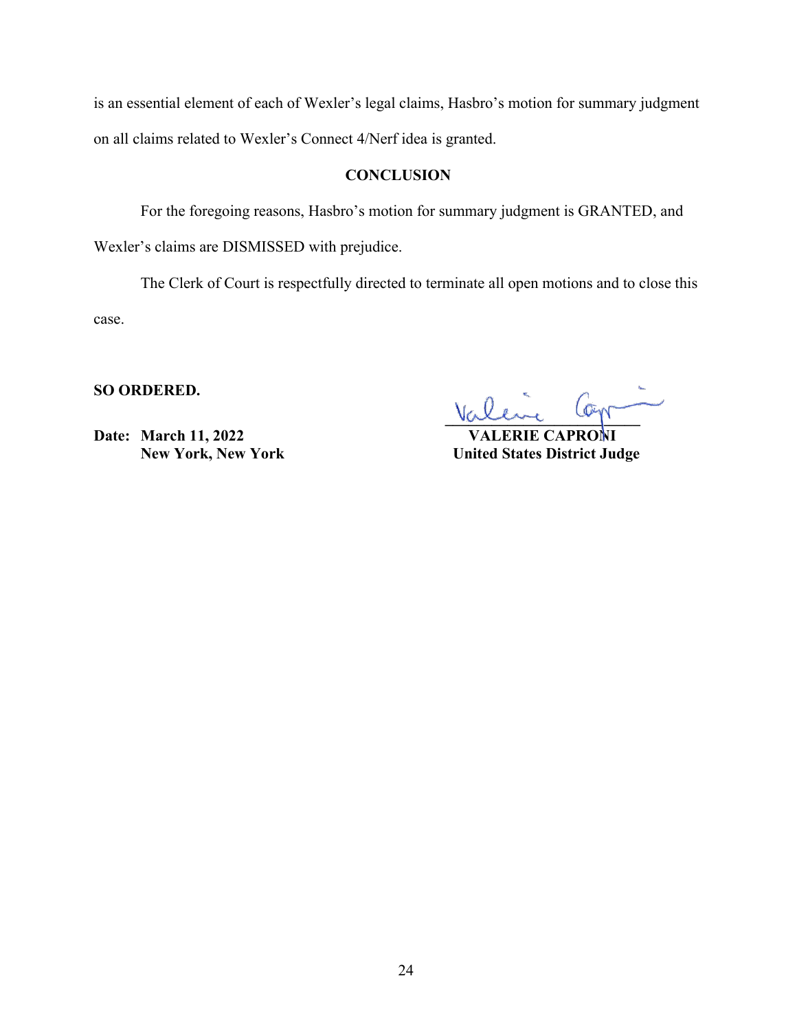is an essential element of each of Wexler's legal claims, Hasbro's motion for summary judgment on all claims related to Wexler's Connect 4/Nerf idea is granted.

## CONCLUSION

For the foregoing reasons, Hasbro's motion for summary judgment is GRANTED, and Wexler's claims are DISMISSED with prejudice.

The Clerk of Court is respectfully directed to terminate all open motions and to close this case.

**SO ORDERED.**

**Date: March 11, 2022**
**New York, New York**

**VALERIE CAPRONI**
**United States District Judge**